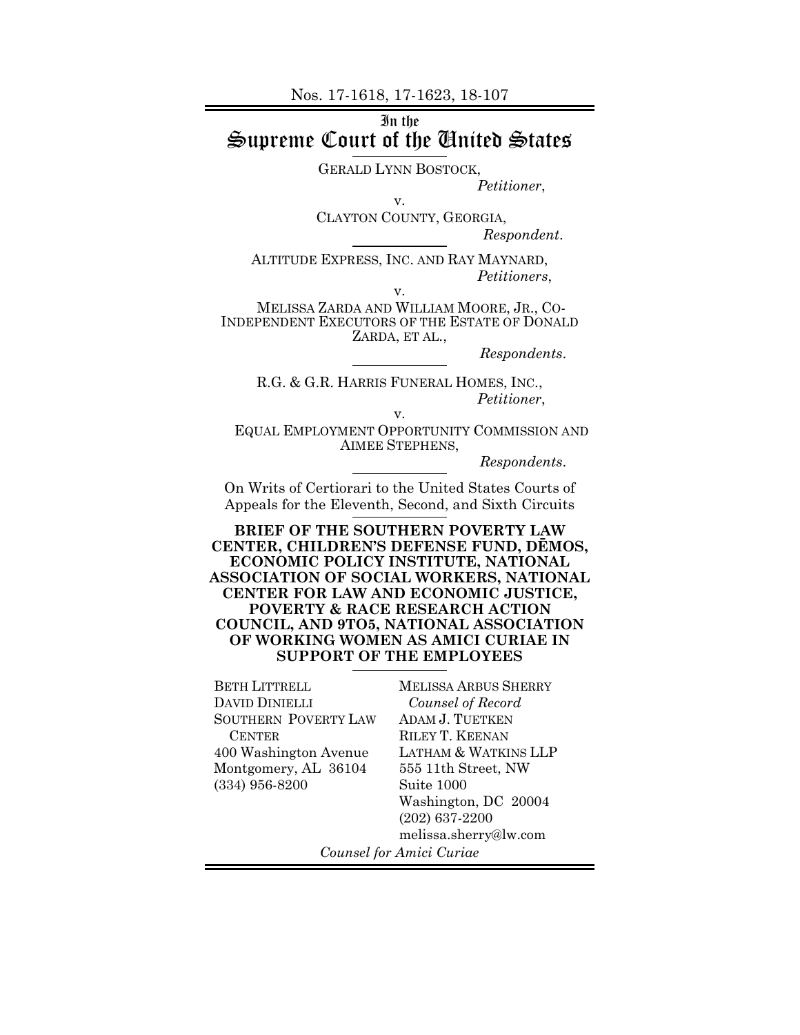Nos. 17-1618, 17-1623, 18-107

In the
# Supreme Court of the United States

GERALD LYNN BOSTOCK,
*Petitioner*,
v.
CLAYTON COUNTY, GEORGIA,
*Respondent*.

ALTITUDE EXPRESS, INC. AND RAY MAYNARD,
*Petitioners*,
v.
MELISSA ZARDA AND WILLIAM MOORE, JR., CO-INDEPENDENT EXECUTORS OF THE ESTATE OF DONALD ZARDA, ET AL.,
*Respondents*.

R.G. & G.R. HARRIS FUNERAL HOMES, INC.,
*Petitioner*,
v.
EQUAL EMPLOYMENT OPPORTUNITY COMMISSION AND AIMEE STEPHENS,
*Respondents*.

On Writs of Certiorari to the United States Courts of Appeals for the Eleventh, Second, and Sixth Circuits

**BRIEF OF THE SOUTHERN POVERTY LAW CENTER, CHILDREN'S DEFENSE FUND, DĒMOS, ECONOMIC POLICY INSTITUTE, NATIONAL ASSOCIATION OF SOCIAL WORKERS, NATIONAL CENTER FOR LAW AND ECONOMIC JUSTICE, POVERTY & RACE RESEARCH ACTION COUNCIL, AND 9TO5, NATIONAL ASSOCIATION OF WORKING WOMEN AS AMICI CURIAE IN SUPPORT OF THE EMPLOYEES**

BETH LITTRELL
DAVID DINIELLI
SOUTHERN POVERTY LAW CENTER
400 Washington Avenue
Montgomery, AL 36104
(334) 956-8200

MELISSA ARBUS SHERRY
*Counsel of Record*
ADAM J. TUETKEN
RILEY T. KEENAN
LATHAM & WATKINS LLP
555 11th Street, NW
Suite 1000
Washington, DC 20004
(202) 637-2200
melissa.sherry@lw.com

*Counsel for Amici Curiae*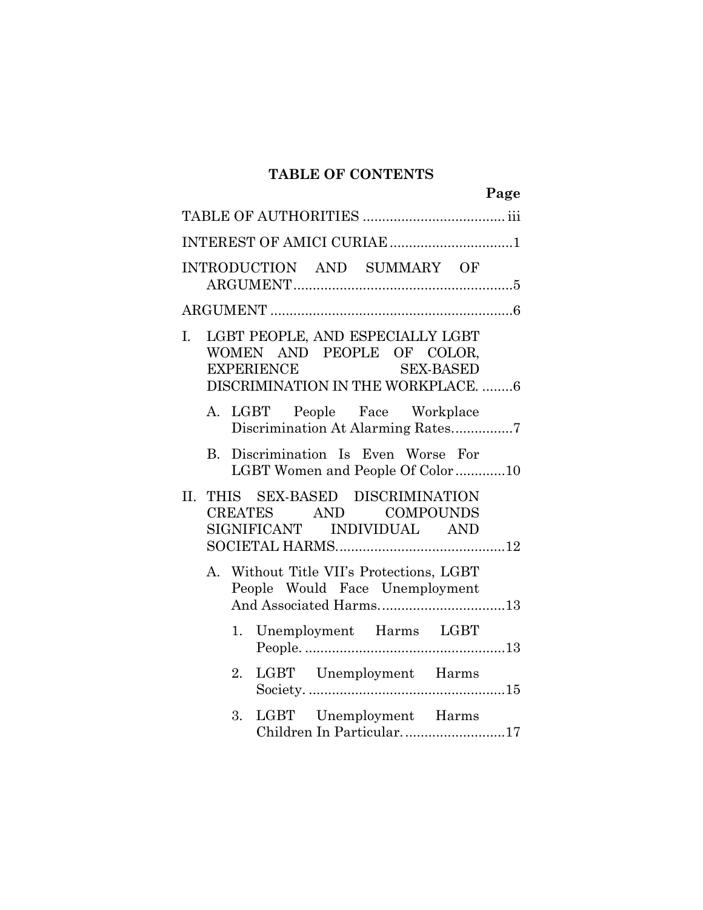## TABLE OF CONTENTS

| | Page |
|---|---|
| TABLE OF AUTHORITIES | iii |
| INTEREST OF AMICI CURIAE | 1 |
| INTRODUCTION AND SUMMARY OF ARGUMENT | 5 |
| ARGUMENT | 6 |
| I. LGBT PEOPLE, AND ESPECIALLY LGBT WOMEN AND PEOPLE OF COLOR, EXPERIENCE SEX-BASED DISCRIMINATION IN THE WORKPLACE. | 6 |
| A. LGBT People Face Workplace Discrimination At Alarming Rates. | 7 |
| B. Discrimination Is Even Worse For LGBT Women and People Of Color | 10 |
| II. THIS SEX-BASED DISCRIMINATION CREATES AND COMPOUNDS SIGNIFICANT INDIVIDUAL AND SOCIETAL HARMS. | 12 |
| A. Without Title VII's Protections, LGBT People Would Face Unemployment And Associated Harms. | 13 |
| 1. Unemployment Harms LGBT People. | 13 |
| 2. LGBT Unemployment Harms Society. | 15 |
| 3. LGBT Unemployment Harms Children In Particular. | 17 |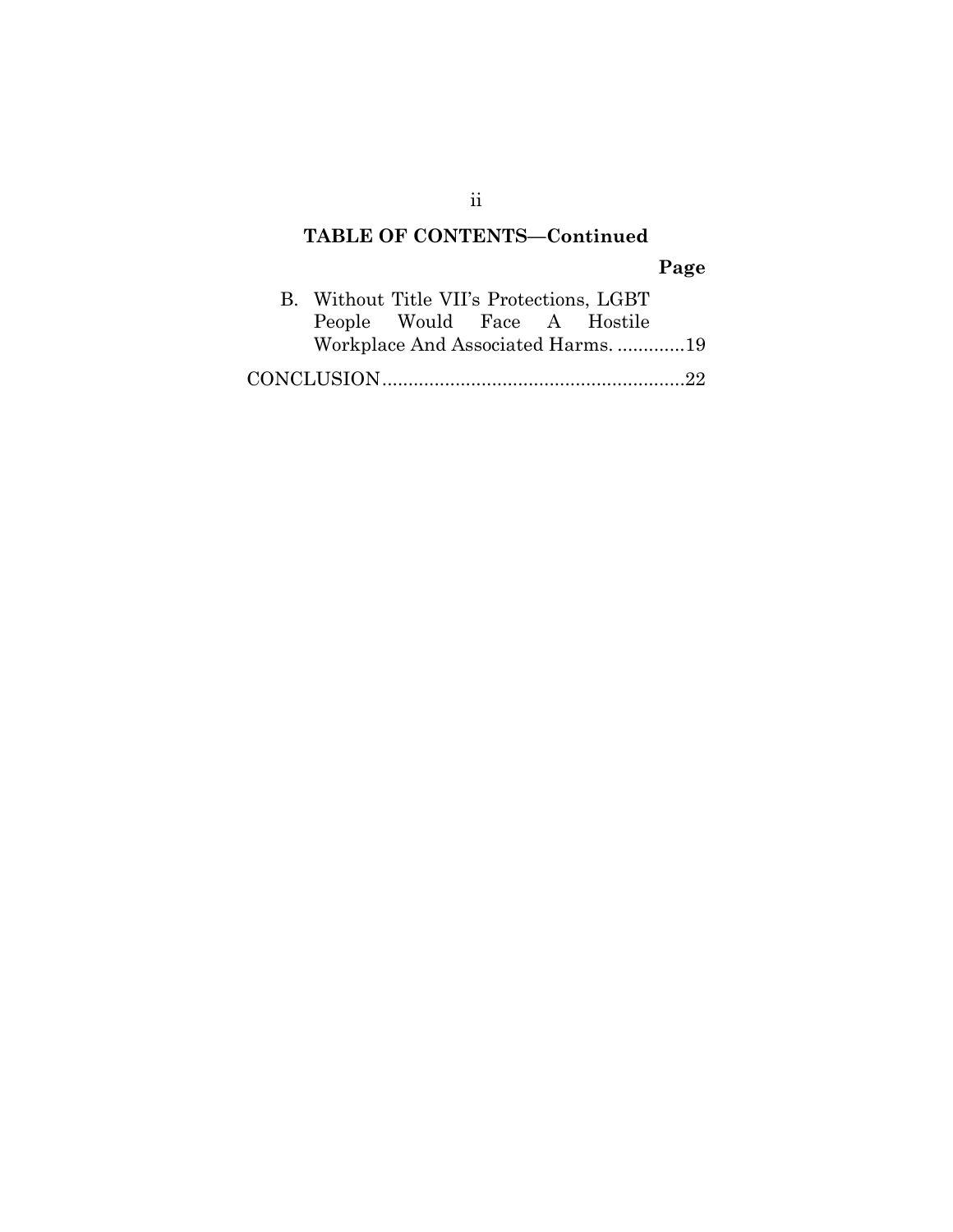## TABLE OF CONTENTS—Continued

| | Page |
|---|---|
| B. Without Title VII's Protections, LGBT People Would Face A Hostile Workplace And Associated Harms. | 19 |
| CONCLUSION | 22 |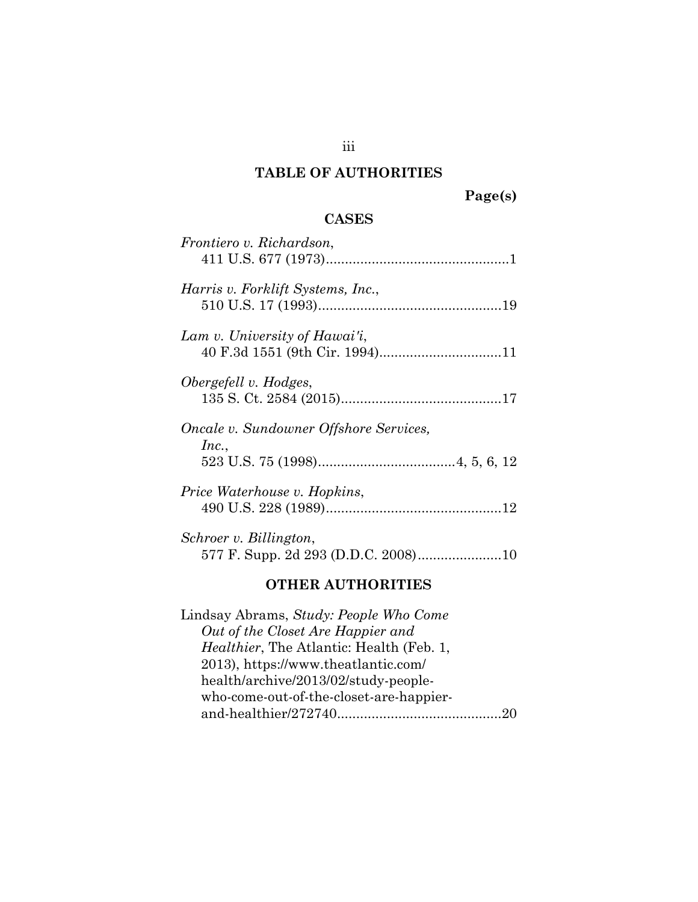## TABLE OF AUTHORITIES

**Page(s)**

### CASES

*Frontiero v. Richardson*,
411 U.S. 677 (1973)................................................1

*Harris v. Forklift Systems, Inc.*,
510 U.S. 17 (1993)................................................19

*Lam v. University of Hawai'i*,
40 F.3d 1551 (9th Cir. 1994)................................11

*Obergefell v. Hodges*,
135 S. Ct. 2584 (2015)..........................................17

*Oncale v. Sundowner Offshore Services, Inc.*,
523 U.S. 75 (1998)....................................4, 5, 6, 12

*Price Waterhouse v. Hopkins*,
490 U.S. 228 (1989)..............................................12

*Schroer v. Billington*,
577 F. Supp. 2d 293 (D.D.C. 2008)......................10

### OTHER AUTHORITIES

Lindsay Abrams, *Study: People Who Come Out of the Closet Are Happier and Healthier*, The Atlantic: Health (Feb. 1, 2013), https://www.theatlantic.com/health/archive/2013/02/study-people-who-come-out-of-the-closet-are-happier-and-healthier/272740...........................................20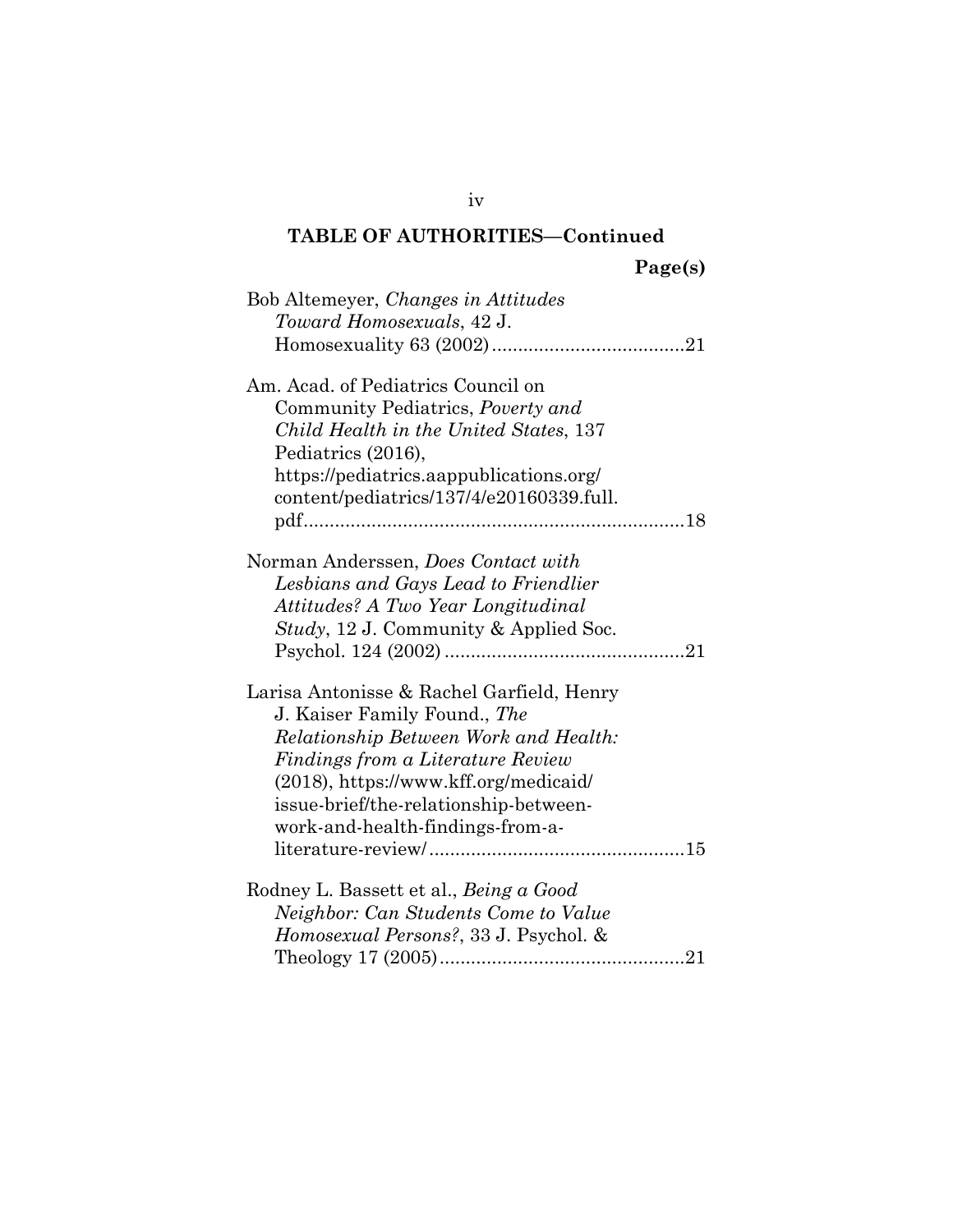## TABLE OF AUTHORITIES—Continued

**Page(s)**

Bob Altemeyer, *Changes in Attitudes Toward Homosexuals*, 42 J. Homosexuality 63 (2002) .....................................21

Am. Acad. of Pediatrics Council on Community Pediatrics, *Poverty and Child Health in the United States*, 137 Pediatrics (2016), https://pediatrics.aappublications.org/content/pediatrics/137/4/e20160339.full.pdf.........................................................................18

Norman Anderssen, *Does Contact with Lesbians and Gays Lead to Friendlier Attitudes? A Two Year Longitudinal Study*, 12 J. Community & Applied Soc. Psychol. 124 (2002) ..............................................21

Larisa Antonisse & Rachel Garfield, Henry J. Kaiser Family Found., *The Relationship Between Work and Health: Findings from a Literature Review* (2018), https://www.kff.org/medicaid/issue-brief/the-relationship-between-work-and-health-findings-from-a-literature-review/.................................................15

Rodney L. Bassett et al., *Being a Good Neighbor: Can Students Come to Value Homosexual Persons?*, 33 J. Psychol. & Theology 17 (2005)...............................................21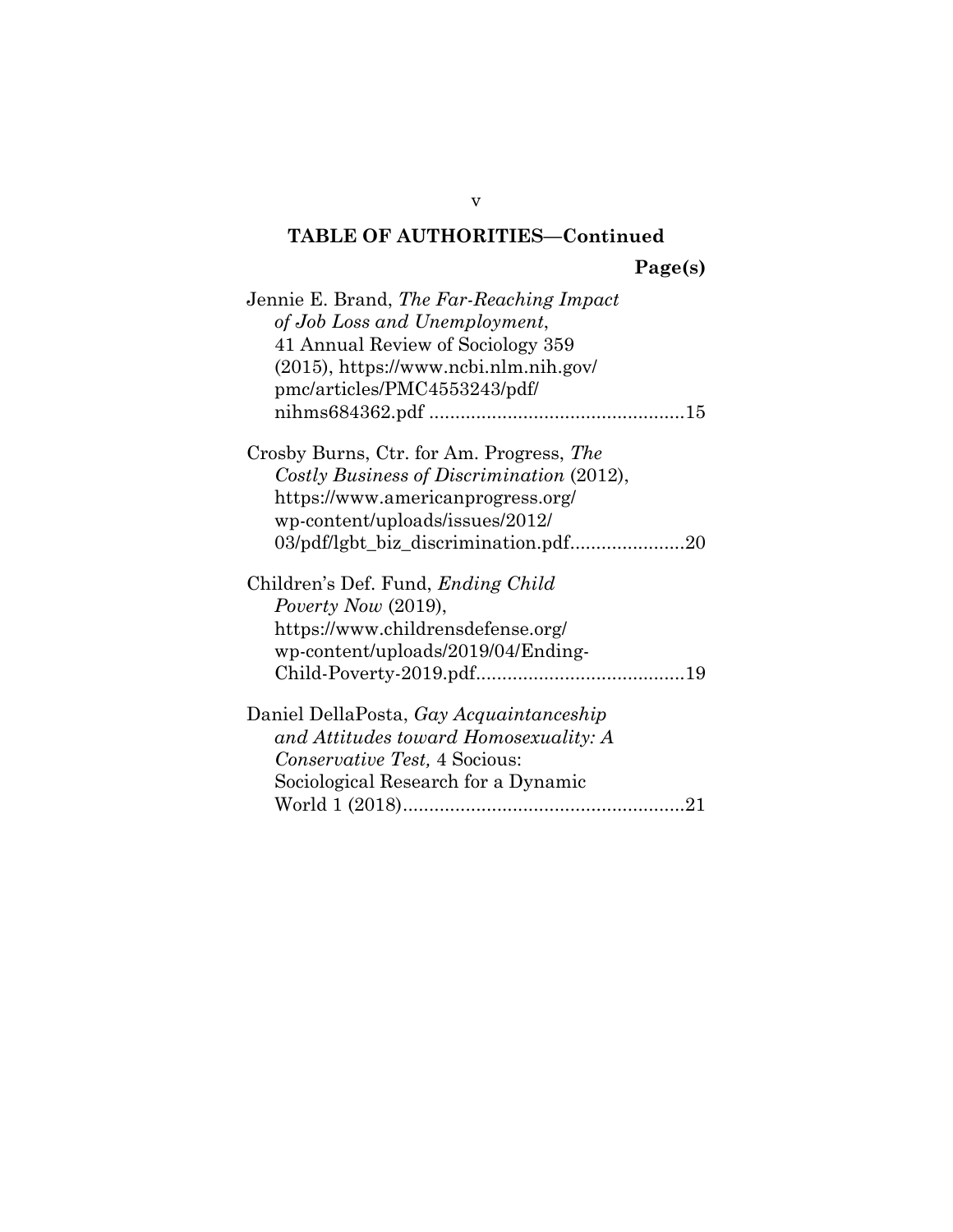**TABLE OF AUTHORITIES—Continued**

**Page(s)**

Jennie E. Brand, *The Far-Reaching Impact of Job Loss and Unemployment*, 41 Annual Review of Sociology 359 (2015), https://www.ncbi.nlm.nih.gov/pmc/articles/PMC4553243/pdf/nihms684362.pdf ................................................ 15

Crosby Burns, Ctr. for Am. Progress, *The Costly Business of Discrimination* (2012), https://www.americanprogress.org/wp-content/uploads/issues/2012/03/pdf/lgbt_biz_discrimination.pdf...................... 20

Children's Def. Fund, *Ending Child Poverty Now* (2019), https://www.childrensdefense.org/wp-content/uploads/2019/04/Ending-Child-Poverty-2019.pdf........................................ 19

Daniel DellaPosta, *Gay Acquaintanceship and Attitudes toward Homosexuality: A Conservative Test,* 4 Socious: Sociological Research for a Dynamic World 1 (2018)...................................................... 21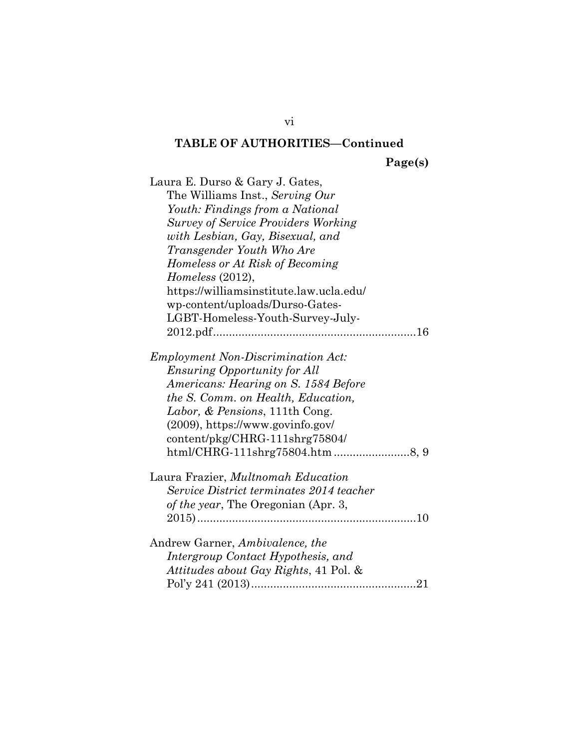**TABLE OF AUTHORITIES—Continued**

**Page(s)**

Laura E. Durso & Gary J. Gates, The Williams Inst., *Serving Our Youth: Findings from a National Survey of Service Providers Working with Lesbian, Gay, Bisexual, and Transgender Youth Who Are Homeless or At Risk of Becoming Homeless* (2012), https://williamsinstitute.law.ucla.edu/wp-content/uploads/Durso-Gates-LGBT-Homeless-Youth-Survey-July-2012.pdf................................................................16

*Employment Non-Discrimination Act: Ensuring Opportunity for All Americans: Hearing on S. 1584 Before the S. Comm. on Health, Education, Labor, & Pensions*, 111th Cong. (2009), https://www.govinfo.gov/content/pkg/CHRG-111shrg75804/html/CHRG-111shrg75804.htm ........................8, 9

Laura Frazier, *Multnomah Education Service District terminates 2014 teacher of the year*, The Oregonian (Apr. 3, 2015).....................................................................10

Andrew Garner, *Ambivalence, the Intergroup Contact Hypothesis, and Attitudes about Gay Rights*, 41 Pol. & Pol'y 241 (2013)....................................................21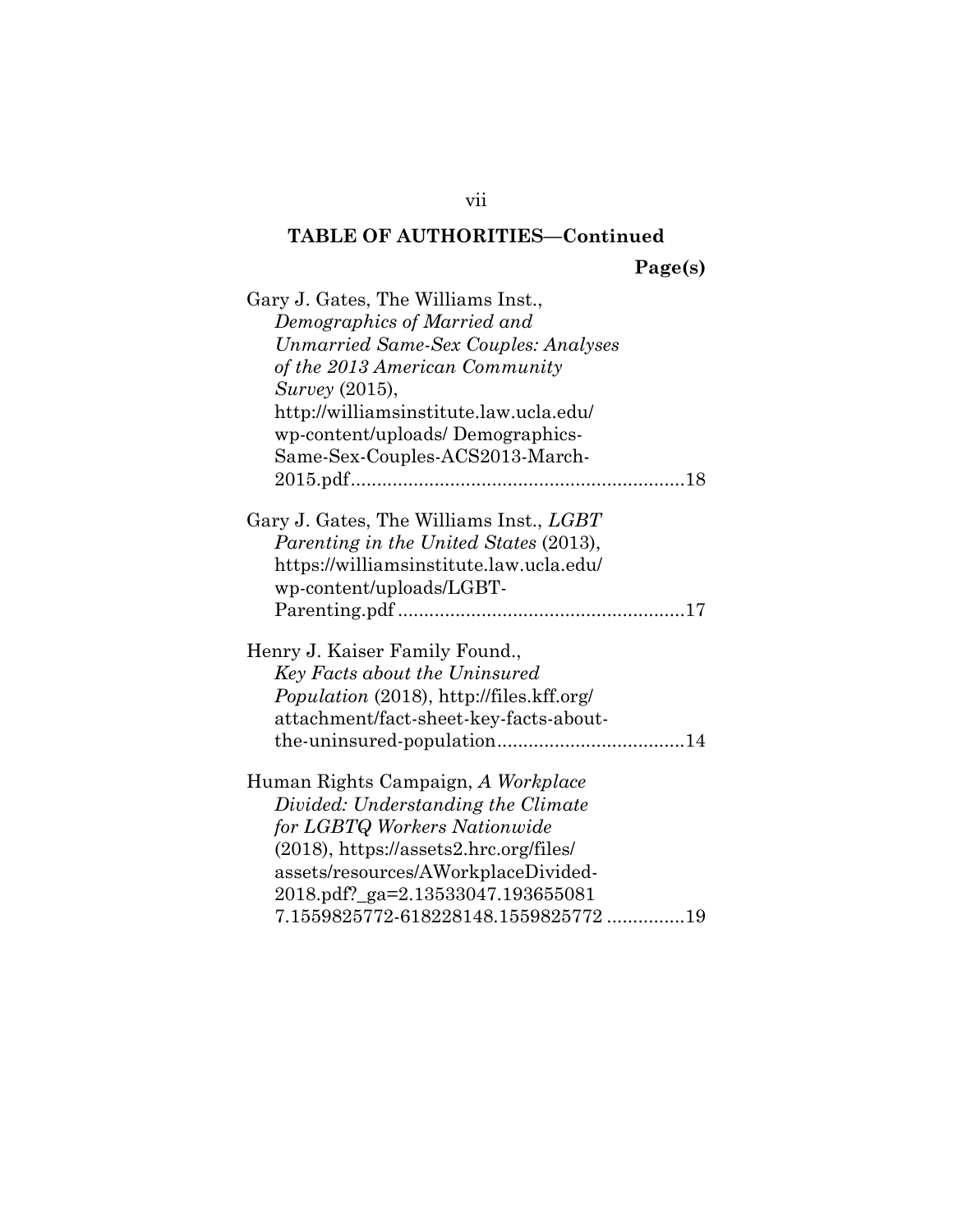**TABLE OF AUTHORITIES—Continued**

**Page(s)**

Gary J. Gates, The Williams Inst., *Demographics of Married and Unmarried Same-Sex Couples: Analyses of the 2013 American Community Survey* (2015), http://williamsinstitute.law.ucla.edu/ wp-content/uploads/ Demographics-Same-Sex-Couples-ACS2013-March-2015.pdf ................................................................18

Gary J. Gates, The Williams Inst., *LGBT Parenting in the United States* (2013), https://williamsinstitute.law.ucla.edu/ wp-content/uploads/LGBT-Parenting.pdf .......................................................17

Henry J. Kaiser Family Found., *Key Facts about the Uninsured Population* (2018), http://files.kff.org/ attachment/fact-sheet-key-facts-about-the-uninsured-population....................................14

Human Rights Campaign, *A Workplace Divided: Understanding the Climate for LGBTQ Workers Nationwide* (2018), https://assets2.hrc.org/files/ assets/resources/AWorkplaceDivided-2018.pdf?_ga=2.13533047.193655081 7.1559825772-618228148.1559825772 ...............19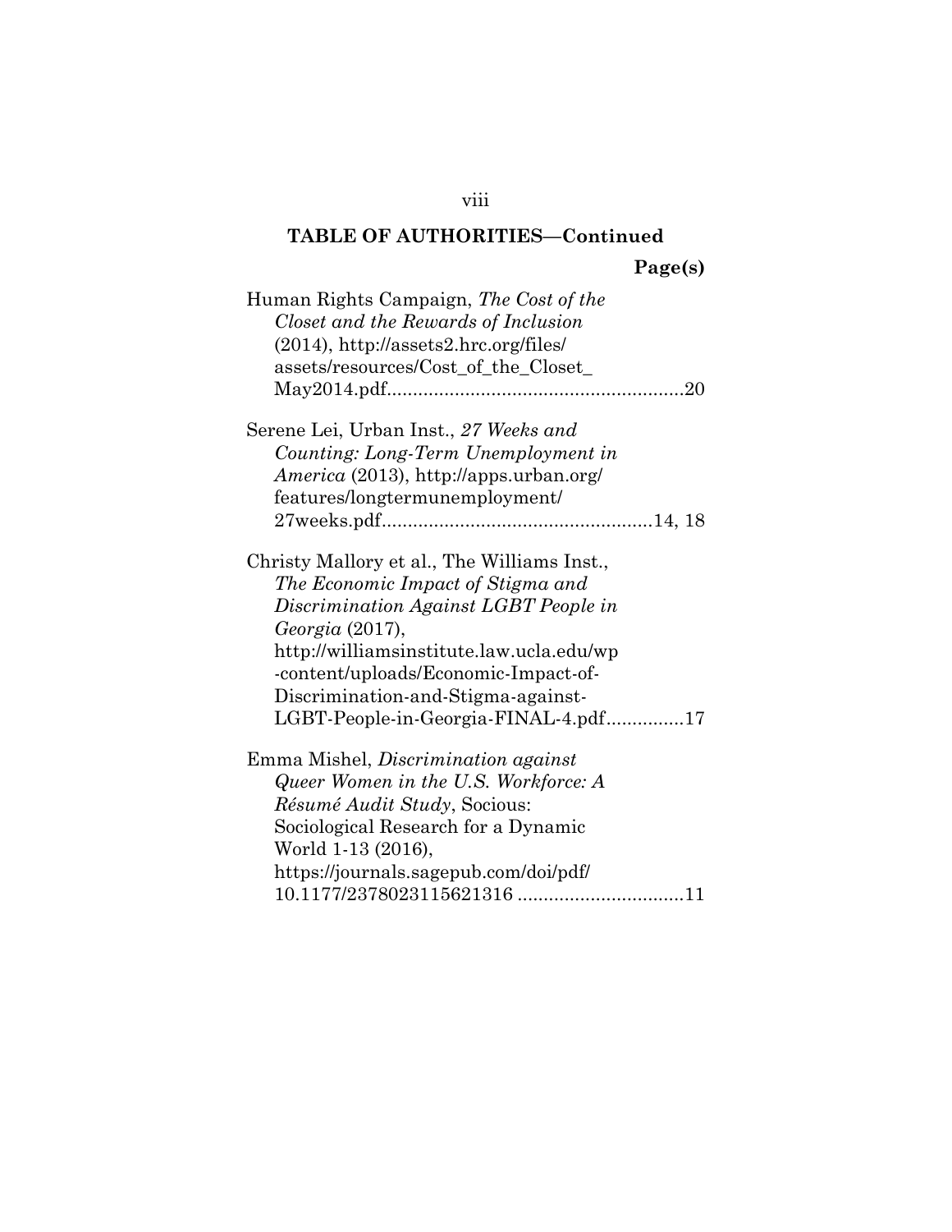**TABLE OF AUTHORITIES—Continued**

**Page(s)**

Human Rights Campaign, *The Cost of the Closet and the Rewards of Inclusion* (2014), http://assets2.hrc.org/files/assets/resources/Cost_of_the_Closet_May2014.pdf........................................................20

Serene Lei, Urban Inst., *27 Weeks and Counting: Long-Term Unemployment in America* (2013), http://apps.urban.org/features/longtermunemployment/27weeks.pdf...................................................14, 18

Christy Mallory et al., The Williams Inst., *The Economic Impact of Stigma and Discrimination Against LGBT People in Georgia* (2017), http://williamsinstitute.law.ucla.edu/wp-content/uploads/Economic-Impact-of-Discrimination-and-Stigma-against-LGBT-People-in-Georgia-FINAL-4.pdf...............17

Emma Mishel, *Discrimination against Queer Women in the U.S. Workforce: A Résumé Audit Study*, Socious: Sociological Research for a Dynamic World 1-13 (2016), https://journals.sagepub.com/doi/pdf/10.1177/2378023115621316 ................................11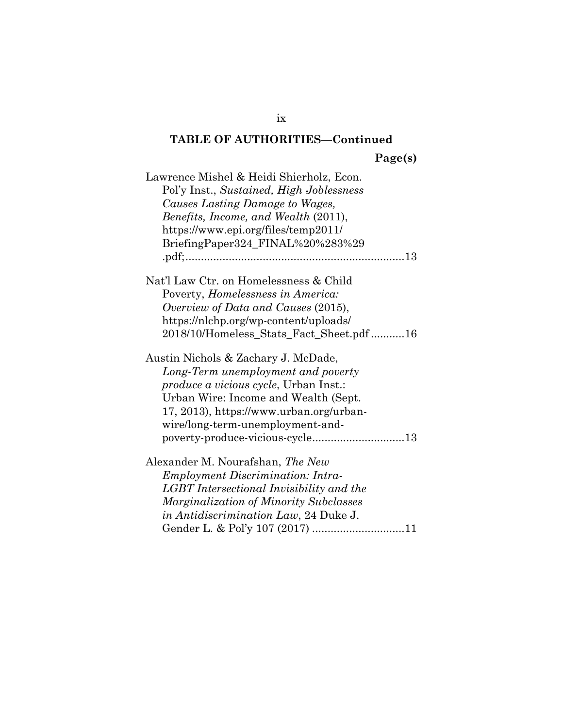**TABLE OF AUTHORITIES—Continued**

**Page(s)**

Lawrence Mishel & Heidi Shierholz, Econ. Pol'y Inst., *Sustained, High Joblessness Causes Lasting Damage to Wages, Benefits, Income, and Wealth* (2011), https://www.epi.org/files/temp2011/BriefingPaper324_FINAL%20%283%29.pdf; ....................................................................13

Nat'l Law Ctr. on Homelessness & Child Poverty, *Homelessness in America: Overview of Data and Causes* (2015), https://nlchp.org/wp-content/uploads/2018/10/Homeless_Stats_Fact_Sheet.pdf ...........16

Austin Nichols & Zachary J. McDade, *Long-Term unemployment and poverty produce a vicious cycle*, Urban Inst.: Urban Wire: Income and Wealth (Sept. 17, 2013), https://www.urban.org/urban-wire/long-term-unemployment-and-poverty-produce-vicious-cycle..............................13

Alexander M. Nourafshan, *The New Employment Discrimination: Intra-LGBT Intersectional Invisibility and the Marginalization of Minority Subclasses in Antidiscrimination Law*, 24 Duke J. Gender L. & Pol'y 107 (2017) ..............................11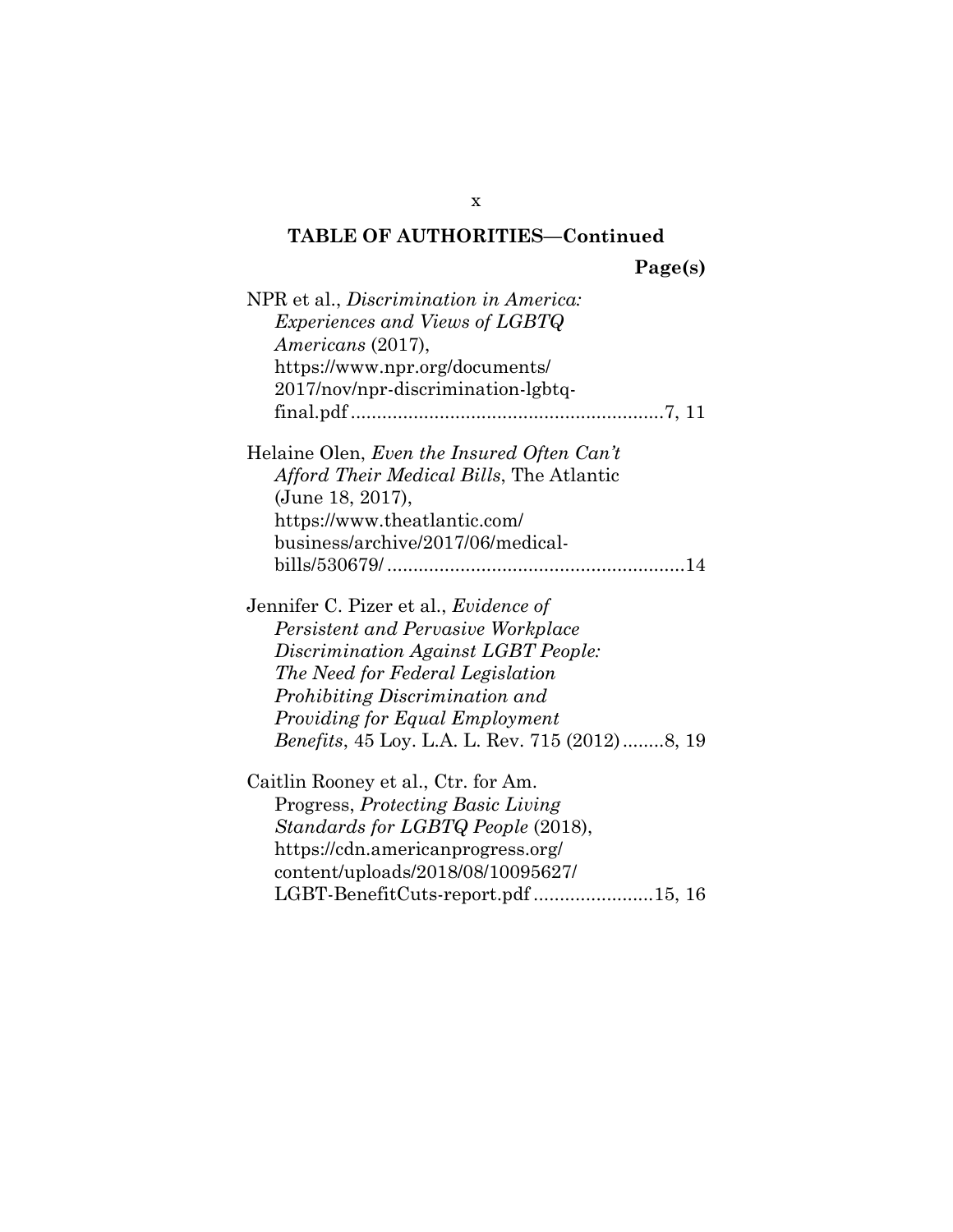**TABLE OF AUTHORITIES—Continued**

**Page(s)**

NPR et al., *Discrimination in America: Experiences and Views of LGBTQ Americans* (2017), https://www.npr.org/documents/2017/nov/npr-discrimination-lgbtq-final.pdf ........................................................7, 11

Helaine Olen, *Even the Insured Often Can't Afford Their Medical Bills*, The Atlantic (June 18, 2017), https://www.theatlantic.com/business/archive/2017/06/medical-bills/530679/ ........................................................14

Jennifer C. Pizer et al., *Evidence of Persistent and Pervasive Workplace Discrimination Against LGBT People: The Need for Federal Legislation Prohibiting Discrimination and Providing for Equal Employment Benefits*, 45 Loy. L.A. L. Rev. 715 (2012)........8, 19

Caitlin Rooney et al., Ctr. for Am. Progress, *Protecting Basic Living Standards for LGBTQ People* (2018), https://cdn.americanprogress.org/content/uploads/2018/08/10095627/LGBT-BenefitCuts-report.pdf.......................15, 16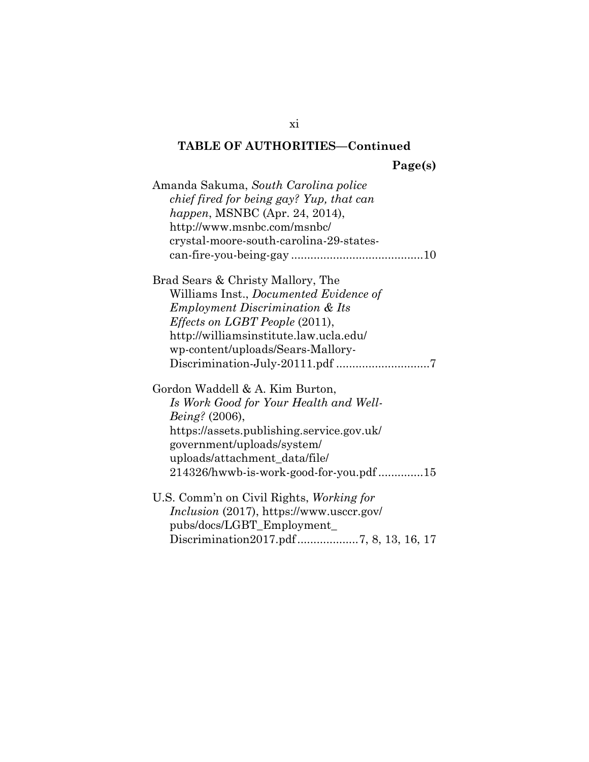**TABLE OF AUTHORITIES—Continued**

**Page(s)**

Amanda Sakuma, *South Carolina police chief fired for being gay? Yup, that can happen*, MSNBC (Apr. 24, 2014), http://www.msnbc.com/msnbc/crystal-moore-south-carolina-29-states-can-fire-you-being-gay ........................................10

Brad Sears & Christy Mallory, The Williams Inst., *Documented Evidence of Employment Discrimination & Its Effects on LGBT People* (2011), http://williamsinstitute.law.ucla.edu/wp-content/uploads/Sears-Mallory-Discrimination-July-20111.pdf ............................7

Gordon Waddell & A. Kim Burton, *Is Work Good for Your Health and Well-Being?* (2006), https://assets.publishing.service.gov.uk/government/uploads/system/uploads/attachment_data/file/214326/hwwb-is-work-good-for-you.pdf .............15

U.S. Comm'n on Civil Rights, *Working for Inclusion* (2017), https://www.usccr.gov/pubs/docs/LGBT_Employment_Discrimination2017.pdf..................7, 8, 13, 16, 17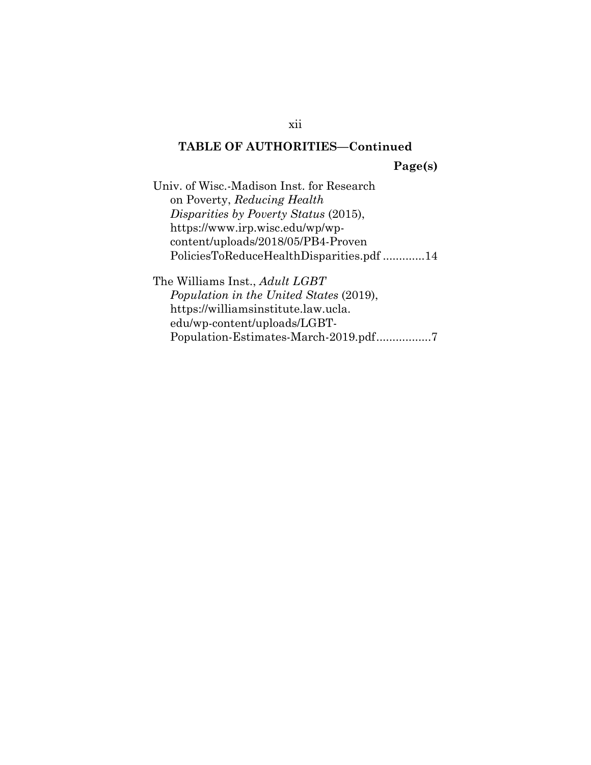**TABLE OF AUTHORITIES—Continued**

**Page(s)**

Univ. of Wisc.-Madison Inst. for Research on Poverty, *Reducing Health Disparities by Poverty Status* (2015), https://www.irp.wisc.edu/wp/wp-content/uploads/2018/05/PB4-ProvenPoliciesToReduceHealthDisparities.pdf .............14

The Williams Inst., *Adult LGBT Population in the United States* (2019), https://williamsinstitute.law.ucla.edu/wp-content/uploads/LGBT-Population-Estimates-March-2019.pdf.................7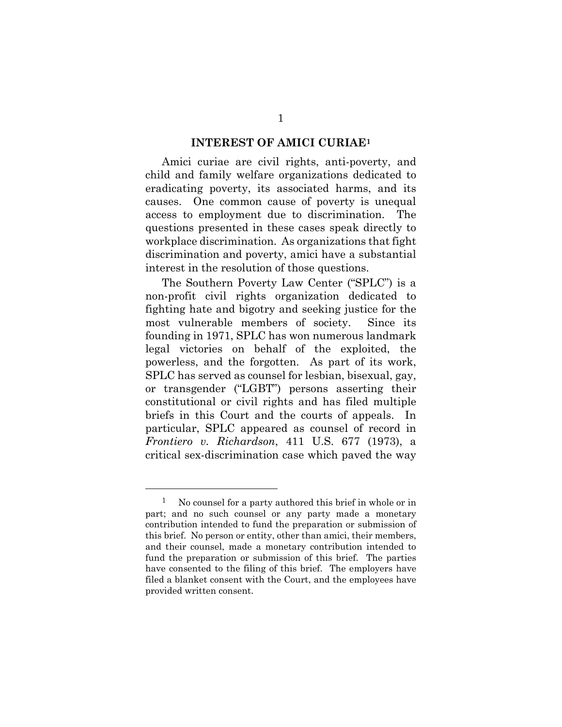## INTEREST OF AMICI CURIAE[1]

Amici curiae are civil rights, anti-poverty, and child and family welfare organizations dedicated to eradicating poverty, its associated harms, and its causes. One common cause of poverty is unequal access to employment due to discrimination. The questions presented in these cases speak directly to workplace discrimination. As organizations that fight discrimination and poverty, amici have a substantial interest in the resolution of those questions.

The Southern Poverty Law Center ("SPLC") is a non-profit civil rights organization dedicated to fighting hate and bigotry and seeking justice for the most vulnerable members of society. Since its founding in 1971, SPLC has won numerous landmark legal victories on behalf of the exploited, the powerless, and the forgotten. As part of its work, SPLC has served as counsel for lesbian, bisexual, gay, or transgender ("LGBT") persons asserting their constitutional or civil rights and has filed multiple briefs in this Court and the courts of appeals. In particular, SPLC appeared as counsel of record in *Frontiero v. Richardson*, 411 U.S. 677 (1973), a critical sex-discrimination case which paved the way

---

[1] No counsel for a party authored this brief in whole or in part; and no such counsel or any party made a monetary contribution intended to fund the preparation or submission of this brief. No person or entity, other than amici, their members, and their counsel, made a monetary contribution intended to fund the preparation or submission of this brief. The parties have consented to the filing of this brief. The employers have filed a blanket consent with the Court, and the employees have provided written consent.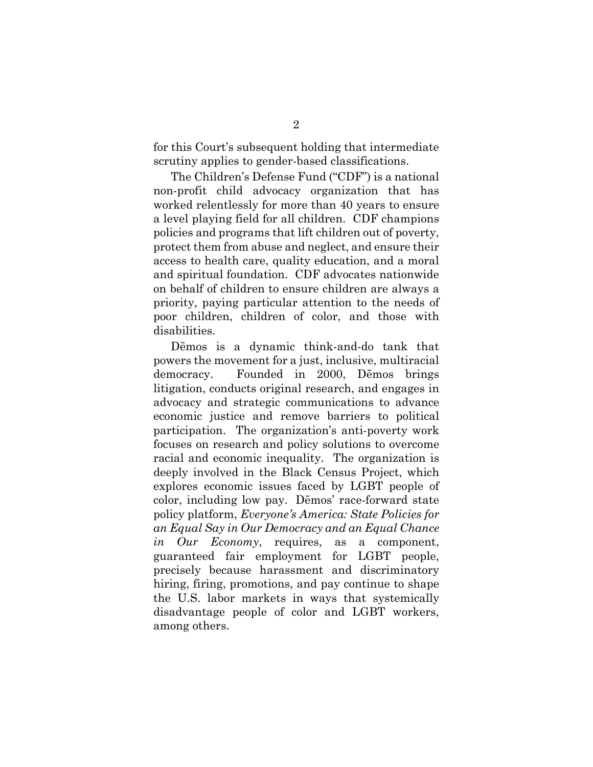for this Court's subsequent holding that intermediate scrutiny applies to gender-based classifications.

The Children's Defense Fund ("CDF") is a national non-profit child advocacy organization that has worked relentlessly for more than 40 years to ensure a level playing field for all children. CDF champions policies and programs that lift children out of poverty, protect them from abuse and neglect, and ensure their access to health care, quality education, and a moral and spiritual foundation. CDF advocates nationwide on behalf of children to ensure children are always a priority, paying particular attention to the needs of poor children, children of color, and those with disabilities.

Dēmos is a dynamic think-and-do tank that powers the movement for a just, inclusive, multiracial democracy. Founded in 2000, Dēmos brings litigation, conducts original research, and engages in advocacy and strategic communications to advance economic justice and remove barriers to political participation. The organization's anti-poverty work focuses on research and policy solutions to overcome racial and economic inequality. The organization is deeply involved in the Black Census Project, which explores economic issues faced by LGBT people of color, including low pay. Dēmos' race-forward state policy platform, *Everyone's America: State Policies for an Equal Say in Our Democracy and an Equal Chance in Our Economy*, requires, as a component, guaranteed fair employment for LGBT people, precisely because harassment and discriminatory hiring, firing, promotions, and pay continue to shape the U.S. labor markets in ways that systemically disadvantage people of color and LGBT workers, among others.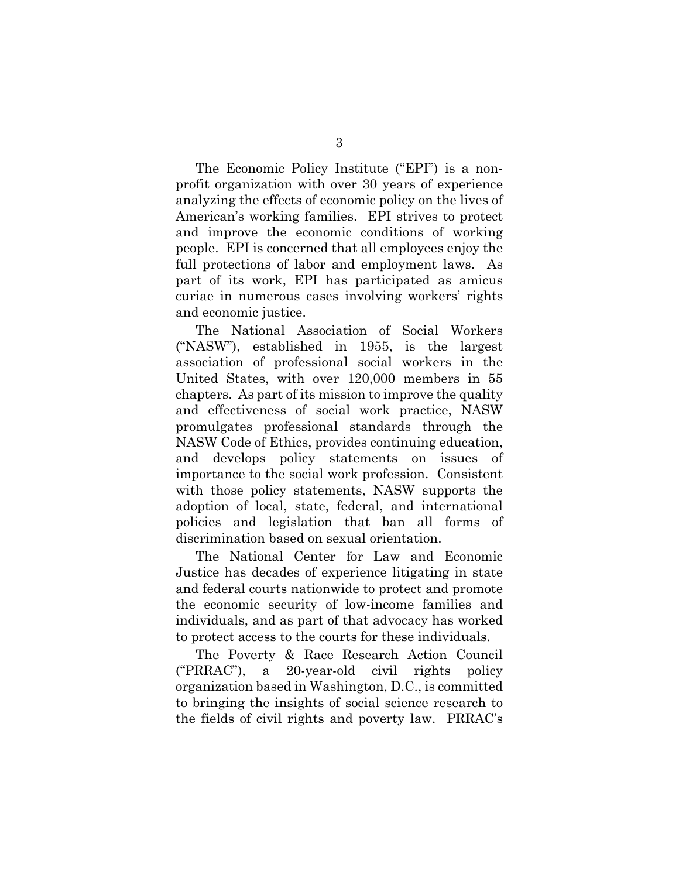The Economic Policy Institute ("EPI") is a non-profit organization with over 30 years of experience analyzing the effects of economic policy on the lives of American's working families. EPI strives to protect and improve the economic conditions of working people. EPI is concerned that all employees enjoy the full protections of labor and employment laws. As part of its work, EPI has participated as amicus curiae in numerous cases involving workers' rights and economic justice.

The National Association of Social Workers ("NASW"), established in 1955, is the largest association of professional social workers in the United States, with over 120,000 members in 55 chapters. As part of its mission to improve the quality and effectiveness of social work practice, NASW promulgates professional standards through the NASW Code of Ethics, provides continuing education, and develops policy statements on issues of importance to the social work profession. Consistent with those policy statements, NASW supports the adoption of local, state, federal, and international policies and legislation that ban all forms of discrimination based on sexual orientation.

The National Center for Law and Economic Justice has decades of experience litigating in state and federal courts nationwide to protect and promote the economic security of low-income families and individuals, and as part of that advocacy has worked to protect access to the courts for these individuals.

The Poverty & Race Research Action Council ("PRRAC"), a 20-year-old civil rights policy organization based in Washington, D.C., is committed to bringing the insights of social science research to the fields of civil rights and poverty law. PRRAC's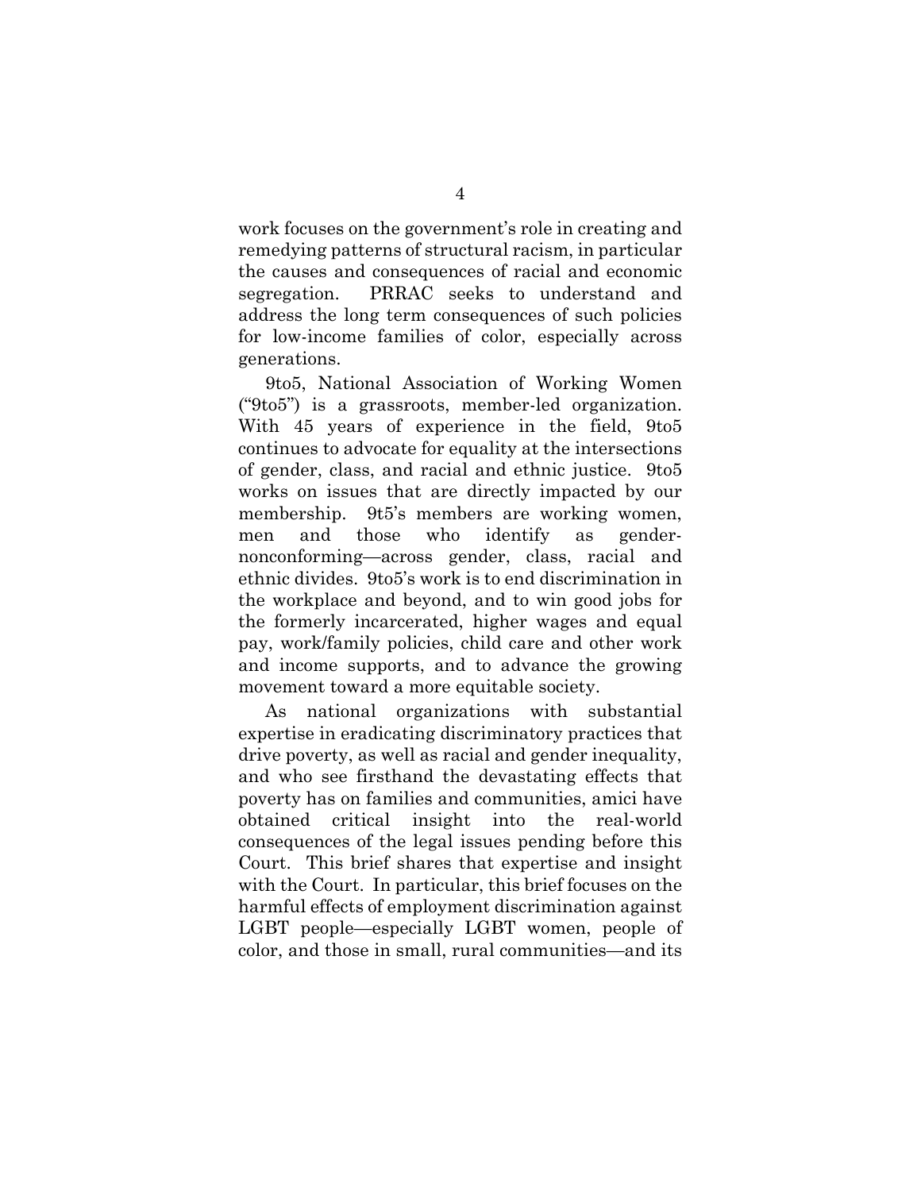work focuses on the government's role in creating and remedying patterns of structural racism, in particular the causes and consequences of racial and economic segregation. PRRAC seeks to understand and address the long term consequences of such policies for low-income families of color, especially across generations.

9to5, National Association of Working Women ("9to5") is a grassroots, member-led organization. With 45 years of experience in the field, 9to5 continues to advocate for equality at the intersections of gender, class, and racial and ethnic justice. 9to5 works on issues that are directly impacted by our membership. 9t5's members are working women, men and those who identify as gender-nonconforming—across gender, class, racial and ethnic divides. 9to5's work is to end discrimination in the workplace and beyond, and to win good jobs for the formerly incarcerated, higher wages and equal pay, work/family policies, child care and other work and income supports, and to advance the growing movement toward a more equitable society.

As national organizations with substantial expertise in eradicating discriminatory practices that drive poverty, as well as racial and gender inequality, and who see firsthand the devastating effects that poverty has on families and communities, amici have obtained critical insight into the real-world consequences of the legal issues pending before this Court. This brief shares that expertise and insight with the Court. In particular, this brief focuses on the harmful effects of employment discrimination against LGBT people—especially LGBT women, people of color, and those in small, rural communities—and its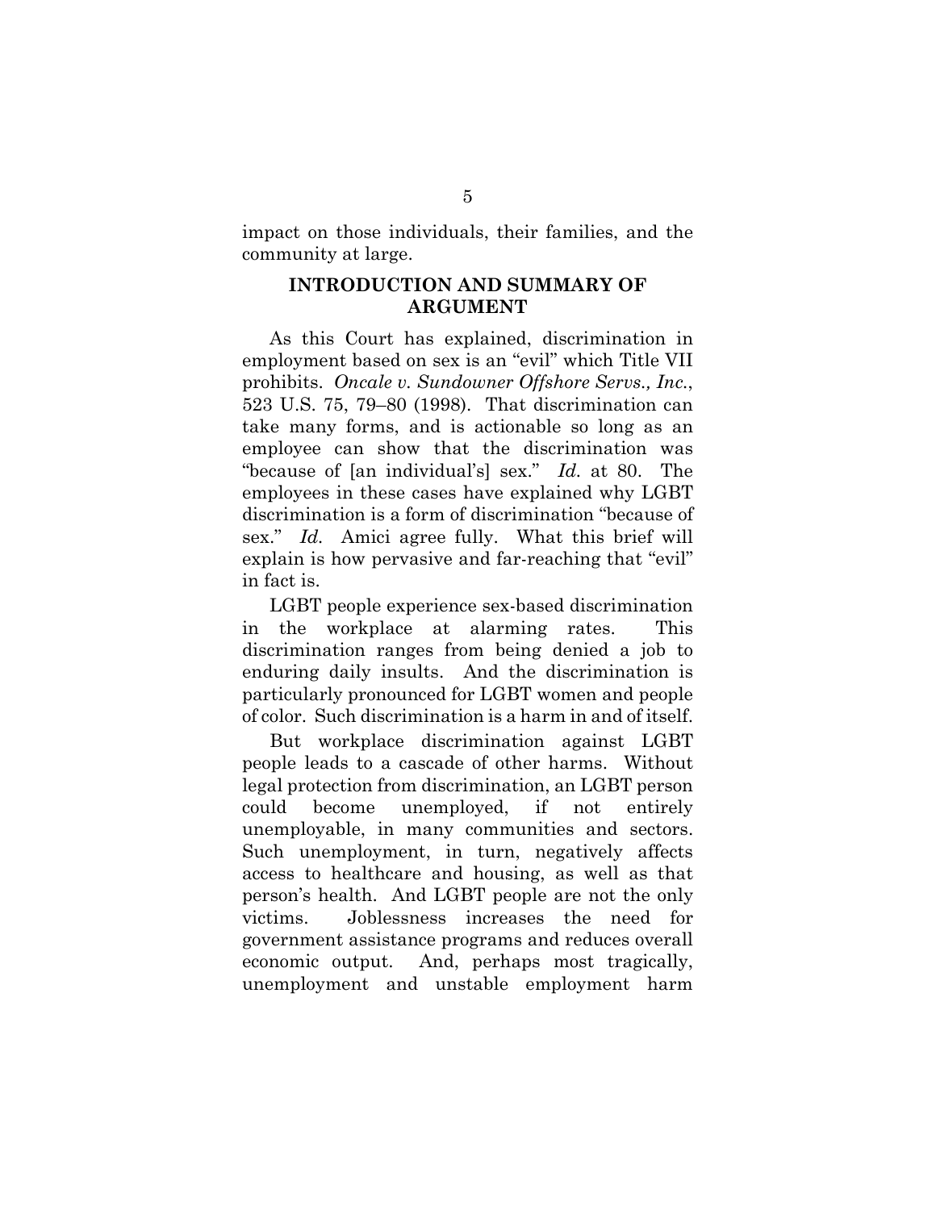impact on those individuals, their families, and the community at large.

## INTRODUCTION AND SUMMARY OF ARGUMENT

As this Court has explained, discrimination in employment based on sex is an "evil" which Title VII prohibits. *Oncale v. Sundowner Offshore Servs., Inc.*, 523 U.S. 75, 79–80 (1998). That discrimination can take many forms, and is actionable so long as an employee can show that the discrimination was "because of [an individual's] sex." *Id.* at 80. The employees in these cases have explained why LGBT discrimination is a form of discrimination "because of sex." *Id.* Amici agree fully. What this brief will explain is how pervasive and far-reaching that "evil" in fact is.

LGBT people experience sex-based discrimination in the workplace at alarming rates. This discrimination ranges from being denied a job to enduring daily insults. And the discrimination is particularly pronounced for LGBT women and people of color. Such discrimination is a harm in and of itself.

But workplace discrimination against LGBT people leads to a cascade of other harms. Without legal protection from discrimination, an LGBT person could become unemployed, if not entirely unemployable, in many communities and sectors. Such unemployment, in turn, negatively affects access to healthcare and housing, as well as that person's health. And LGBT people are not the only victims. Joblessness increases the need for government assistance programs and reduces overall economic output. And, perhaps most tragically, unemployment and unstable employment harm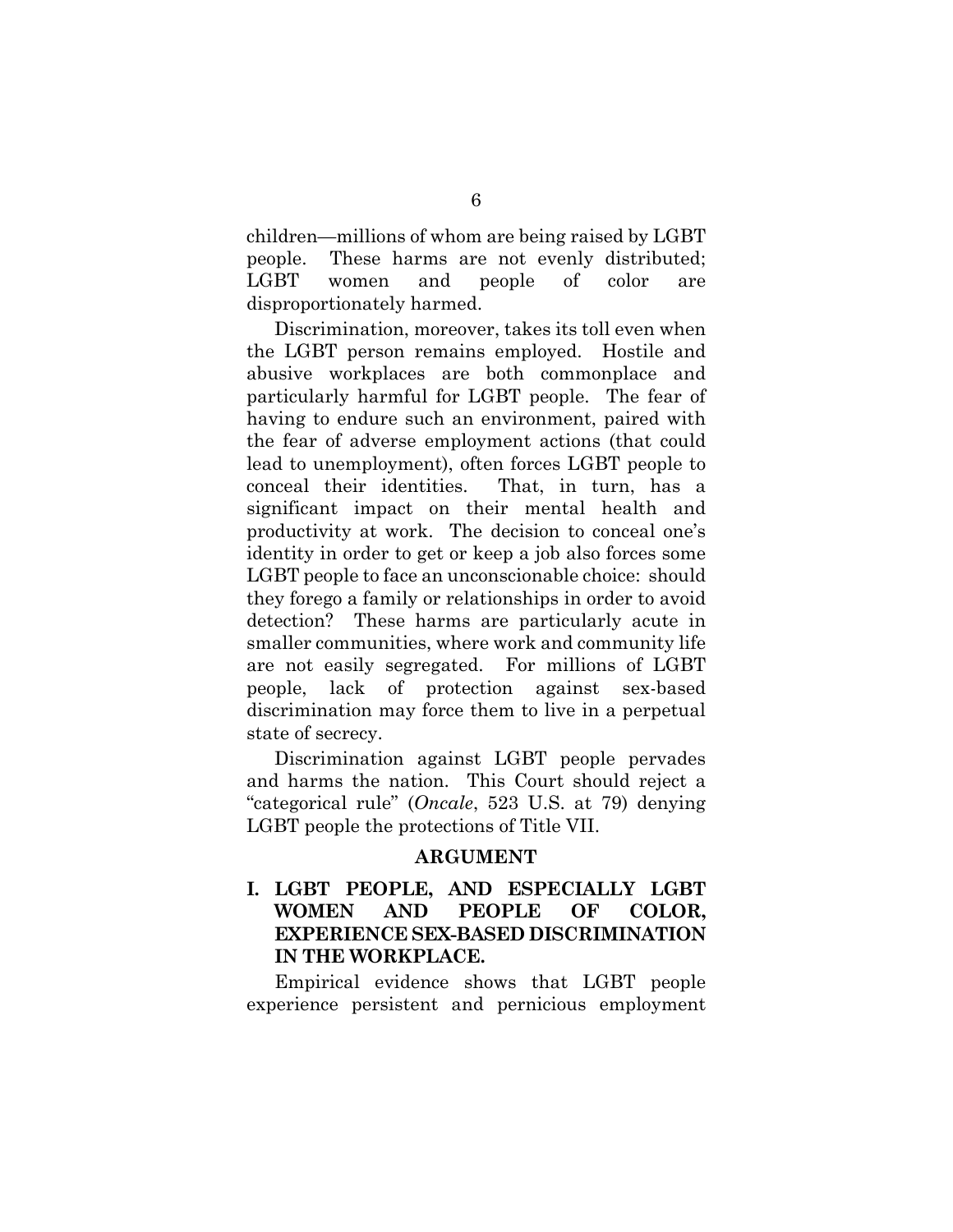children—millions of whom are being raised by LGBT people. These harms are not evenly distributed; LGBT women and people of color are disproportionately harmed.

Discrimination, moreover, takes its toll even when the LGBT person remains employed. Hostile and abusive workplaces are both commonplace and particularly harmful for LGBT people. The fear of having to endure such an environment, paired with the fear of adverse employment actions (that could lead to unemployment), often forces LGBT people to conceal their identities. That, in turn, has a significant impact on their mental health and productivity at work. The decision to conceal one's identity in order to get or keep a job also forces some LGBT people to face an unconscionable choice: should they forego a family or relationships in order to avoid detection? These harms are particularly acute in smaller communities, where work and community life are not easily segregated. For millions of LGBT people, lack of protection against sex-based discrimination may force them to live in a perpetual state of secrecy.

Discrimination against LGBT people pervades and harms the nation. This Court should reject a "categorical rule" (*Oncale*, 523 U.S. at 79) denying LGBT people the protections of Title VII.

## ARGUMENT

### I. LGBT PEOPLE, AND ESPECIALLY LGBT WOMEN AND PEOPLE OF COLOR, EXPERIENCE SEX-BASED DISCRIMINATION IN THE WORKPLACE.

Empirical evidence shows that LGBT people experience persistent and pernicious employment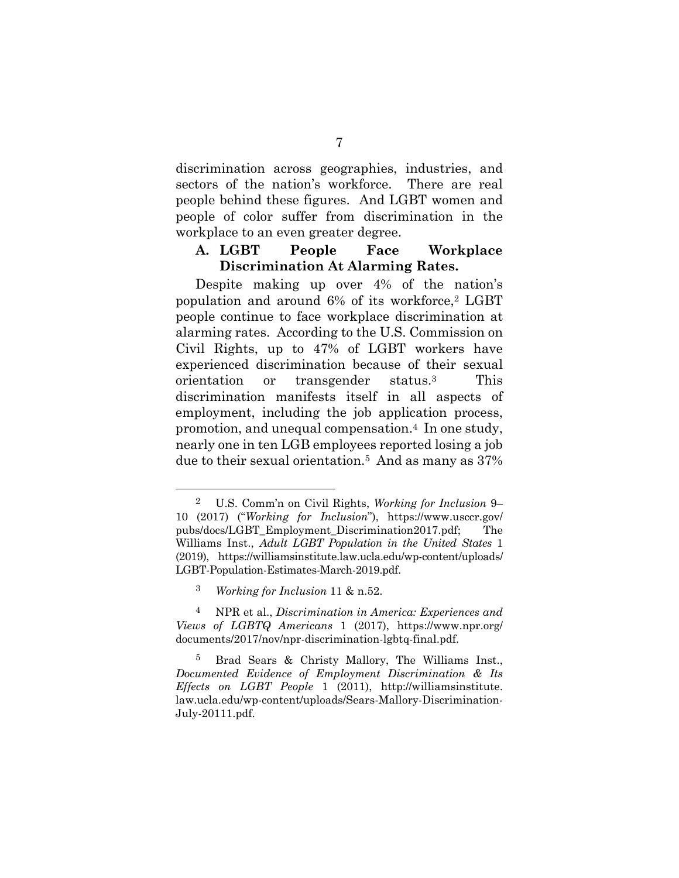discrimination across geographies, industries, and sectors of the nation's workforce. There are real people behind these figures. And LGBT women and people of color suffer from discrimination in the workplace to an even greater degree.

### A. LGBT People Face Workplace Discrimination At Alarming Rates.

Despite making up over 4% of the nation's population and around 6% of its workforce,[2] LGBT people continue to face workplace discrimination at alarming rates. According to the U.S. Commission on Civil Rights, up to 47% of LGBT workers have experienced discrimination because of their sexual orientation or transgender status.[3] This discrimination manifests itself in all aspects of employment, including the job application process, promotion, and unequal compensation.[4] In one study, nearly one in ten LGB employees reported losing a job due to their sexual orientation.[5] And as many as 37%

---

[2] U.S. Comm'n on Civil Rights, *Working for Inclusion* 9–10 (2017) ("*Working for Inclusion*"), https://www.usccr.gov/pubs/docs/LGBT_Employment_Discrimination2017.pdf; The Williams Inst., *Adult LGBT Population in the United States* 1 (2019), https://williamsinstitute.law.ucla.edu/wp-content/uploads/LGBT-Population-Estimates-March-2019.pdf.

[3] *Working for Inclusion* 11 & n.52.

[4] NPR et al., *Discrimination in America: Experiences and Views of LGBTQ Americans* 1 (2017), https://www.npr.org/documents/2017/nov/npr-discrimination-lgbtq-final.pdf.

[5] Brad Sears & Christy Mallory, The Williams Inst., *Documented Evidence of Employment Discrimination & Its Effects on LGBT People* 1 (2011), http://williamsinstitute.law.ucla.edu/wp-content/uploads/Sears-Mallory-Discrimination-July-20111.pdf.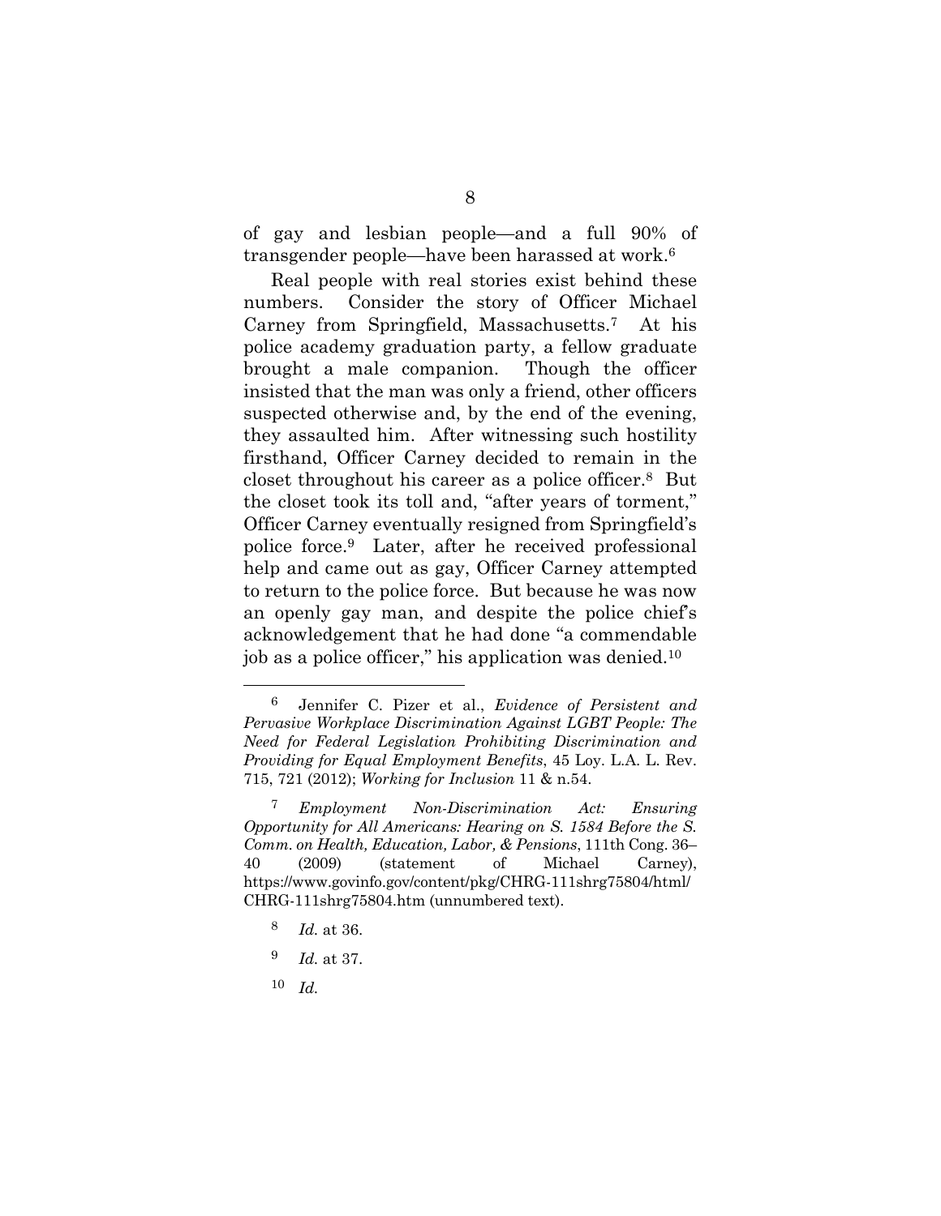of gay and lesbian people—and a full 90% of transgender people—have been harassed at work.[6]

Real people with real stories exist behind these numbers. Consider the story of Officer Michael Carney from Springfield, Massachusetts.[7] At his police academy graduation party, a fellow graduate brought a male companion. Though the officer insisted that the man was only a friend, other officers suspected otherwise and, by the end of the evening, they assaulted him. After witnessing such hostility firsthand, Officer Carney decided to remain in the closet throughout his career as a police officer.[8] But the closet took its toll and, "after years of torment," Officer Carney eventually resigned from Springfield's police force.[9] Later, after he received professional help and came out as gay, Officer Carney attempted to return to the police force. But because he was now an openly gay man, and despite the police chief's acknowledgement that he had done "a commendable job as a police officer," his application was denied.[10]

---

[6] Jennifer C. Pizer et al., *Evidence of Persistent and Pervasive Workplace Discrimination Against LGBT People: The Need for Federal Legislation Prohibiting Discrimination and Providing for Equal Employment Benefits*, 45 Loy. L.A. L. Rev. 715, 721 (2012); *Working for Inclusion* 11 & n.54.

[7] *Employment Non-Discrimination Act: Ensuring Opportunity for All Americans: Hearing on S. 1584 Before the S. Comm. on Health, Education, Labor, & Pensions*, 111th Cong. 36–40 (2009) (statement of Michael Carney), https://www.govinfo.gov/content/pkg/CHRG-111shrg75804/html/CHRG-111shrg75804.htm (unnumbered text).

[8] *Id.* at 36.

[9] *Id.* at 37.

[10] *Id.*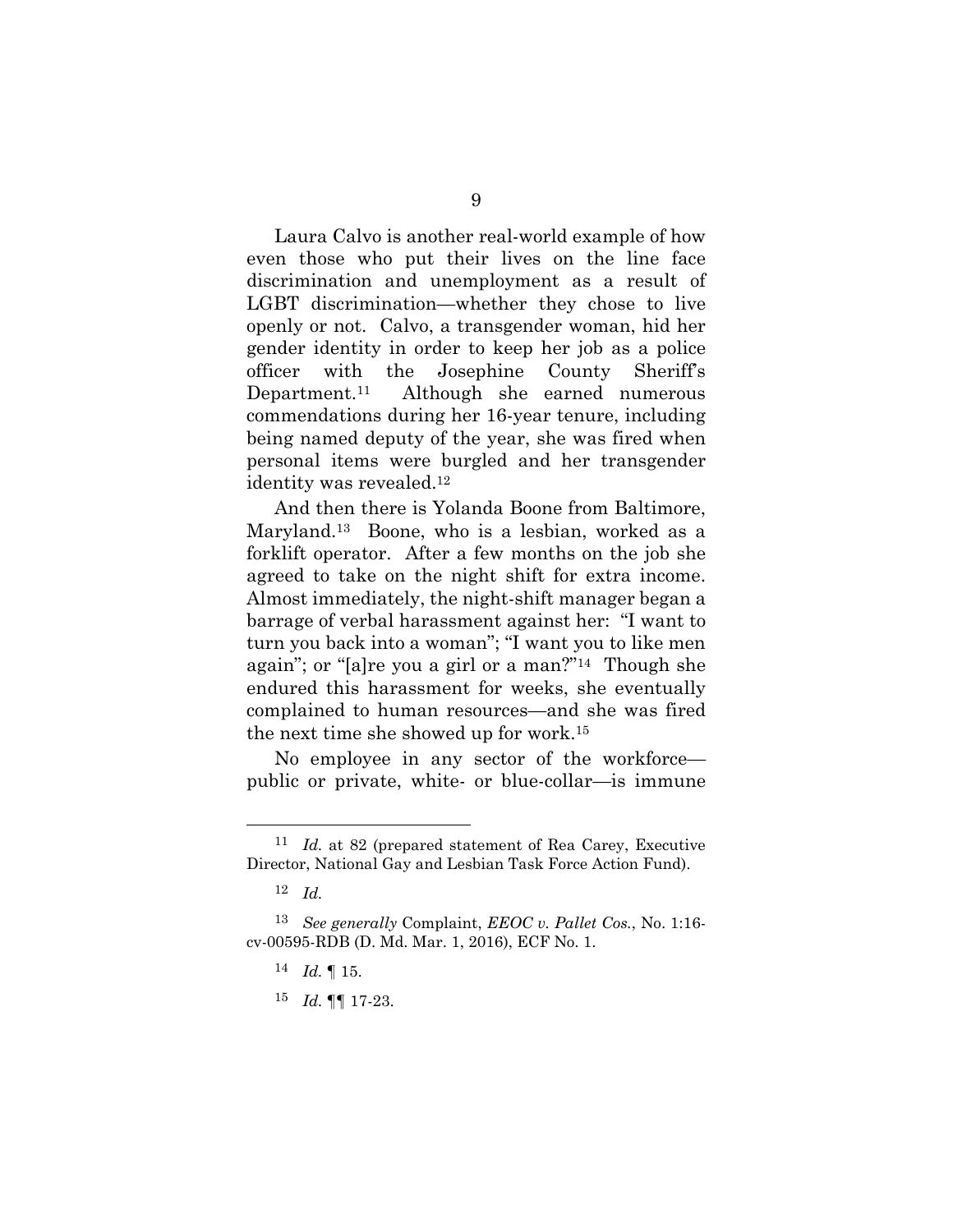Laura Calvo is another real-world example of how even those who put their lives on the line face discrimination and unemployment as a result of LGBT discrimination—whether they chose to live openly or not. Calvo, a transgender woman, hid her gender identity in order to keep her job as a police officer with the Josephine County Sheriff's Department.[11] Although she earned numerous commendations during her 16-year tenure, including being named deputy of the year, she was fired when personal items were burgled and her transgender identity was revealed.[12]

And then there is Yolanda Boone from Baltimore, Maryland.[13] Boone, who is a lesbian, worked as a forklift operator. After a few months on the job she agreed to take on the night shift for extra income. Almost immediately, the night-shift manager began a barrage of verbal harassment against her: "I want to turn you back into a woman"; "I want you to like men again"; or "[a]re you a girl or a man?"[14] Though she endured this harassment for weeks, she eventually complained to human resources—and she was fired the next time she showed up for work.[15]

No employee in any sector of the workforce—public or private, white- or blue-collar—is immune

---

[11] *Id.* at 82 (prepared statement of Rea Carey, Executive Director, National Gay and Lesbian Task Force Action Fund).

[12] *Id.*

[13] *See generally* Complaint, *EEOC v. Pallet Cos.*, No. 1:16-cv-00595-RDB (D. Md. Mar. 1, 2016), ECF No. 1.

[14] *Id.* ¶ 15.

[15] *Id.* ¶¶ 17-23.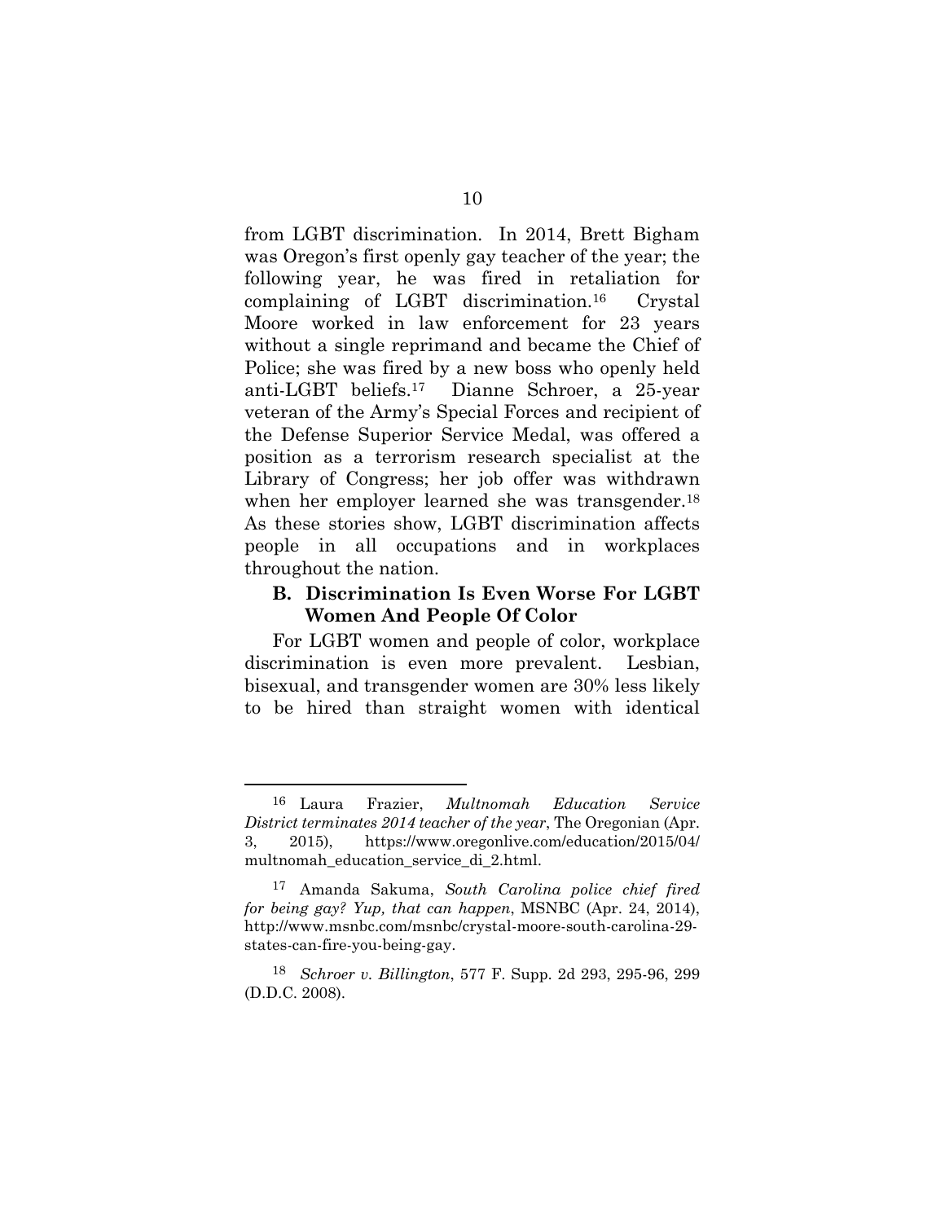from LGBT discrimination. In 2014, Brett Bigham was Oregon's first openly gay teacher of the year; the following year, he was fired in retaliation for complaining of LGBT discrimination.[16] Crystal Moore worked in law enforcement for 23 years without a single reprimand and became the Chief of Police; she was fired by a new boss who openly held anti-LGBT beliefs.[17] Dianne Schroer, a 25-year veteran of the Army's Special Forces and recipient of the Defense Superior Service Medal, was offered a position as a terrorism research specialist at the Library of Congress; her job offer was withdrawn when her employer learned she was transgender.[18] As these stories show, LGBT discrimination affects people in all occupations and in workplaces throughout the nation.

### B. Discrimination Is Even Worse For LGBT Women And People Of Color

For LGBT women and people of color, workplace discrimination is even more prevalent. Lesbian, bisexual, and transgender women are 30% less likely to be hired than straight women with identical

---

[16] Laura Frazier, *Multnomah Education Service District terminates 2014 teacher of the year*, The Oregonian (Apr. 3, 2015), https://www.oregonlive.com/education/2015/04/multnomah_education_service_di_2.html.

[17] Amanda Sakuma, *South Carolina police chief fired for being gay? Yup, that can happen*, MSNBC (Apr. 24, 2014), http://www.msnbc.com/msnbc/crystal-moore-south-carolina-29-states-can-fire-you-being-gay.

[18] *Schroer v. Billington*, 577 F. Supp. 2d 293, 295-96, 299 (D.D.C. 2008).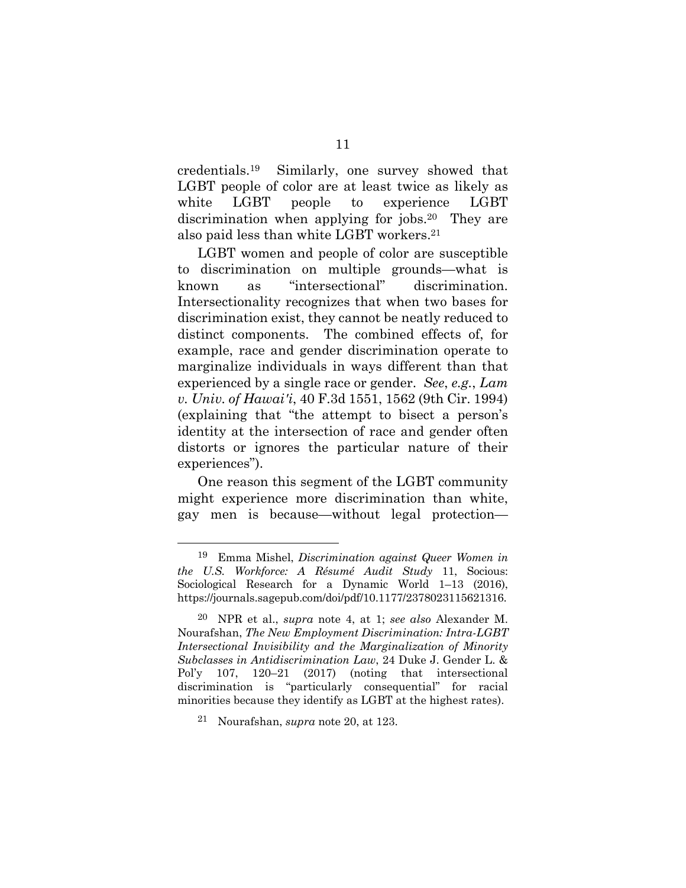credentials.[19] Similarly, one survey showed that LGBT people of color are at least twice as likely as white LGBT people to experience LGBT discrimination when applying for jobs.[20] They are also paid less than white LGBT workers.[21]

LGBT women and people of color are susceptible to discrimination on multiple grounds—what is known as "intersectional" discrimination. Intersectionality recognizes that when two bases for discrimination exist, they cannot be neatly reduced to distinct components. The combined effects of, for example, race and gender discrimination operate to marginalize individuals in ways different than that experienced by a single race or gender. *See*, *e.g.*, *Lam v. Univ. of Hawai'i*, 40 F.3d 1551, 1562 (9th Cir. 1994) (explaining that "the attempt to bisect a person's identity at the intersection of race and gender often distorts or ignores the particular nature of their experiences").

One reason this segment of the LGBT community might experience more discrimination than white, gay men is because—without legal protection—

---

[19] Emma Mishel, *Discrimination against Queer Women in the U.S. Workforce: A Résumé Audit Study* 11, Socious: Sociological Research for a Dynamic World 1–13 (2016), https://journals.sagepub.com/doi/pdf/10.1177/2378023115621316.

[20] NPR et al., *supra* note 4, at 1; *see also* Alexander M. Nourafshan, *The New Employment Discrimination: Intra-LGBT Intersectional Invisibility and the Marginalization of Minority Subclasses in Antidiscrimination Law*, 24 Duke J. Gender L. & Pol'y 107, 120–21 (2017) (noting that intersectional discrimination is "particularly consequential" for racial minorities because they identify as LGBT at the highest rates).

[21] Nourafshan, *supra* note 20, at 123.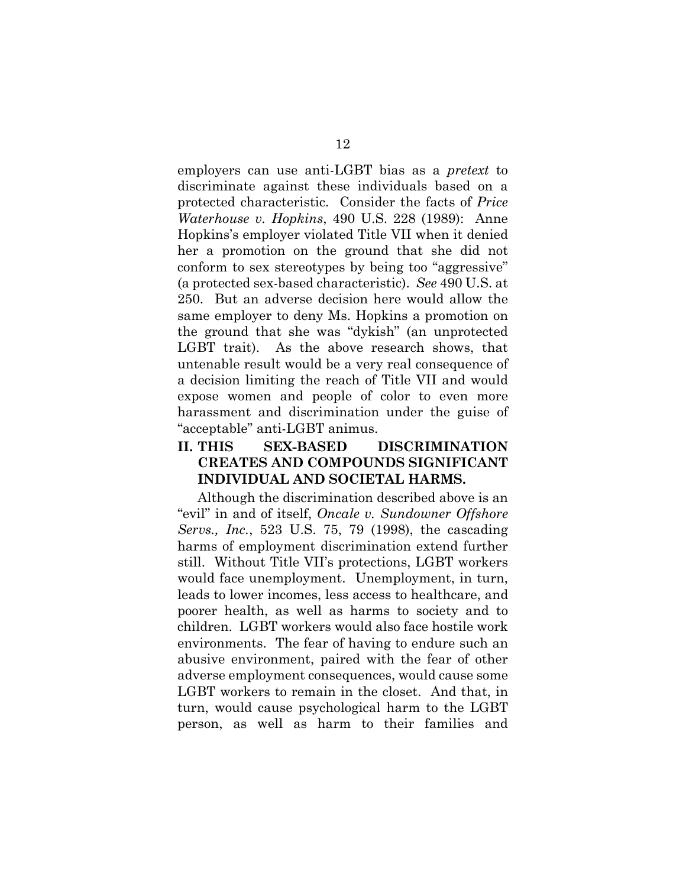employers can use anti-LGBT bias as a *pretext* to discriminate against these individuals based on a protected characteristic. Consider the facts of *Price Waterhouse v. Hopkins*, 490 U.S. 228 (1989): Anne Hopkins's employer violated Title VII when it denied her a promotion on the ground that she did not conform to sex stereotypes by being too "aggressive" (a protected sex-based characteristic). *See* 490 U.S. at 250. But an adverse decision here would allow the same employer to deny Ms. Hopkins a promotion on the ground that she was "dykish" (an unprotected LGBT trait). As the above research shows, that untenable result would be a very real consequence of a decision limiting the reach of Title VII and would expose women and people of color to even more harassment and discrimination under the guise of "acceptable" anti-LGBT animus.

## II. THIS SEX-BASED DISCRIMINATION CREATES AND COMPOUNDS SIGNIFICANT INDIVIDUAL AND SOCIETAL HARMS.

Although the discrimination described above is an "evil" in and of itself, *Oncale v. Sundowner Offshore Servs., Inc.*, 523 U.S. 75, 79 (1998), the cascading harms of employment discrimination extend further still. Without Title VII's protections, LGBT workers would face unemployment. Unemployment, in turn, leads to lower incomes, less access to healthcare, and poorer health, as well as harms to society and to children. LGBT workers would also face hostile work environments. The fear of having to endure such an abusive environment, paired with the fear of other adverse employment consequences, would cause some LGBT workers to remain in the closet. And that, in turn, would cause psychological harm to the LGBT person, as well as harm to their families and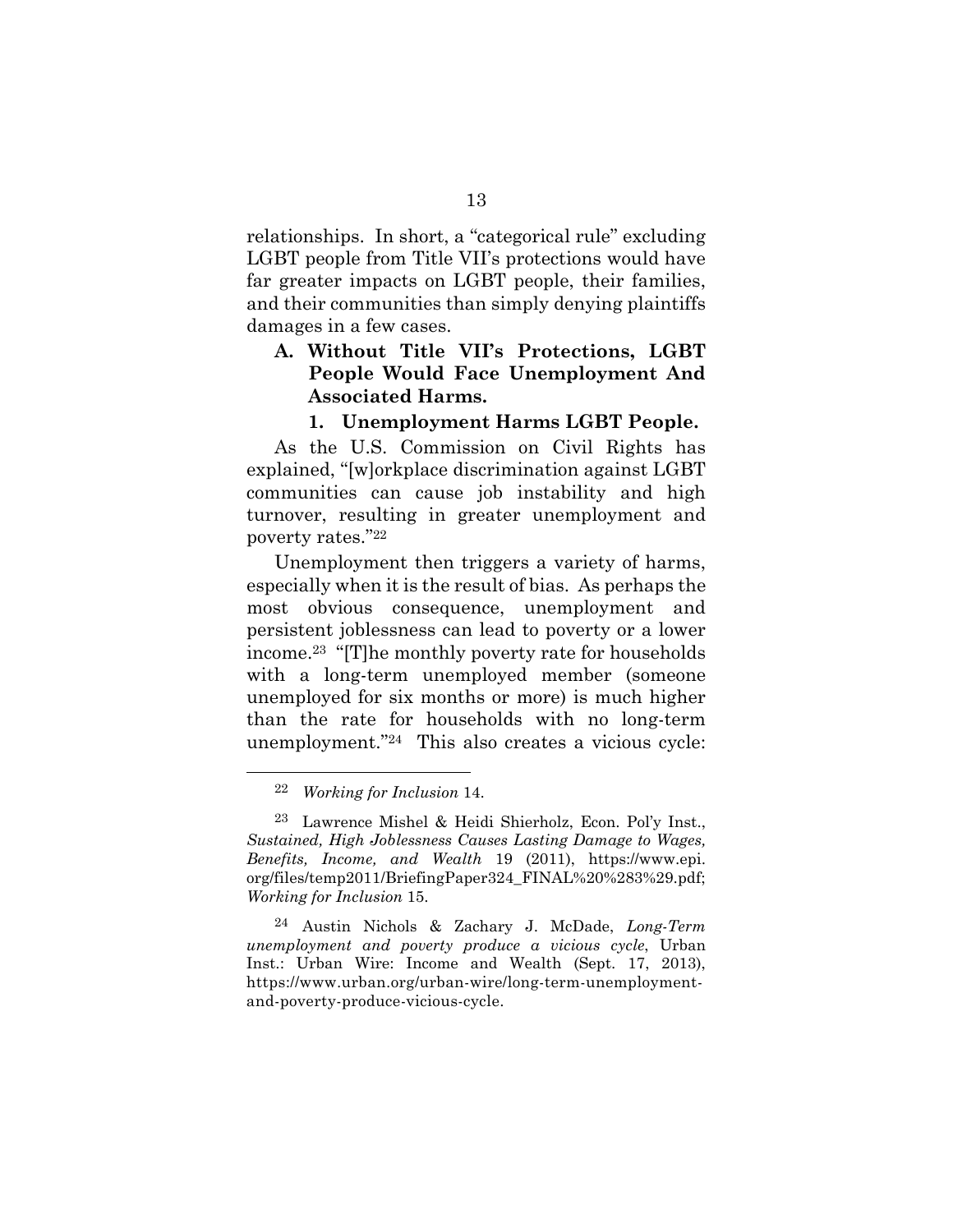relationships. In short, a "categorical rule" excluding LGBT people from Title VII's protections would have far greater impacts on LGBT people, their families, and their communities than simply denying plaintiffs damages in a few cases.

### A. Without Title VII's Protections, LGBT People Would Face Unemployment And Associated Harms.

#### 1. Unemployment Harms LGBT People.

As the U.S. Commission on Civil Rights has explained, "[w]orkplace discrimination against LGBT communities can cause job instability and high turnover, resulting in greater unemployment and poverty rates."[22]

Unemployment then triggers a variety of harms, especially when it is the result of bias. As perhaps the most obvious consequence, unemployment and persistent joblessness can lead to poverty or a lower income.[23] "[T]he monthly poverty rate for households with a long-term unemployed member (someone unemployed for six months or more) is much higher than the rate for households with no long-term unemployment."[24] This also creates a vicious cycle:

---

[22] *Working for Inclusion* 14.

[23] Lawrence Mishel & Heidi Shierholz, Econ. Pol'y Inst., *Sustained, High Joblessness Causes Lasting Damage to Wages, Benefits, Income, and Wealth* 19 (2011), https://www.epi.org/files/temp2011/BriefingPaper324_FINAL%20%283%29.pdf; *Working for Inclusion* 15.

[24] Austin Nichols & Zachary J. McDade, *Long-Term unemployment and poverty produce a vicious cycle*, Urban Inst.: Urban Wire: Income and Wealth (Sept. 17, 2013), https://www.urban.org/urban-wire/long-term-unemployment-and-poverty-produce-vicious-cycle.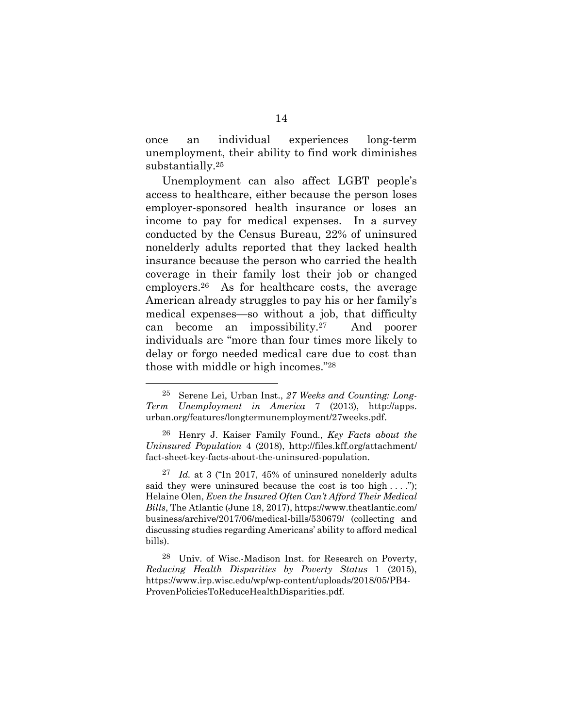once an individual experiences long-term unemployment, their ability to find work diminishes substantially.[25]

Unemployment can also affect LGBT people's access to healthcare, either because the person loses employer-sponsored health insurance or loses an income to pay for medical expenses. In a survey conducted by the Census Bureau, 22% of uninsured nonelderly adults reported that they lacked health insurance because the person who carried the health coverage in their family lost their job or changed employers.[26] As for healthcare costs, the average American already struggles to pay his or her family's medical expenses—so without a job, that difficulty can become an impossibility.[27] And poorer individuals are "more than four times more likely to delay or forgo needed medical care due to cost than those with middle or high incomes."[28]

---

[25] Serene Lei, Urban Inst., *27 Weeks and Counting: Long-Term Unemployment in America* 7 (2013), http://apps.urban.org/features/longtermunemployment/27weeks.pdf.

[26] Henry J. Kaiser Family Found., *Key Facts about the Uninsured Population* 4 (2018), http://files.kff.org/attachment/fact-sheet-key-facts-about-the-uninsured-population.

[27] *Id.* at 3 ("In 2017, 45% of uninsured nonelderly adults said they were uninsured because the cost is too high . . . ."); Helaine Olen, *Even the Insured Often Can't Afford Their Medical Bills*, The Atlantic (June 18, 2017), https://www.theatlantic.com/business/archive/2017/06/medical-bills/530679/ (collecting and discussing studies regarding Americans' ability to afford medical bills).

[28] Univ. of Wisc.-Madison Inst. for Research on Poverty, *Reducing Health Disparities by Poverty Status* 1 (2015), https://www.irp.wisc.edu/wp/wp-content/uploads/2018/05/PB4-ProvenPoliciesToReduceHealthDisparities.pdf.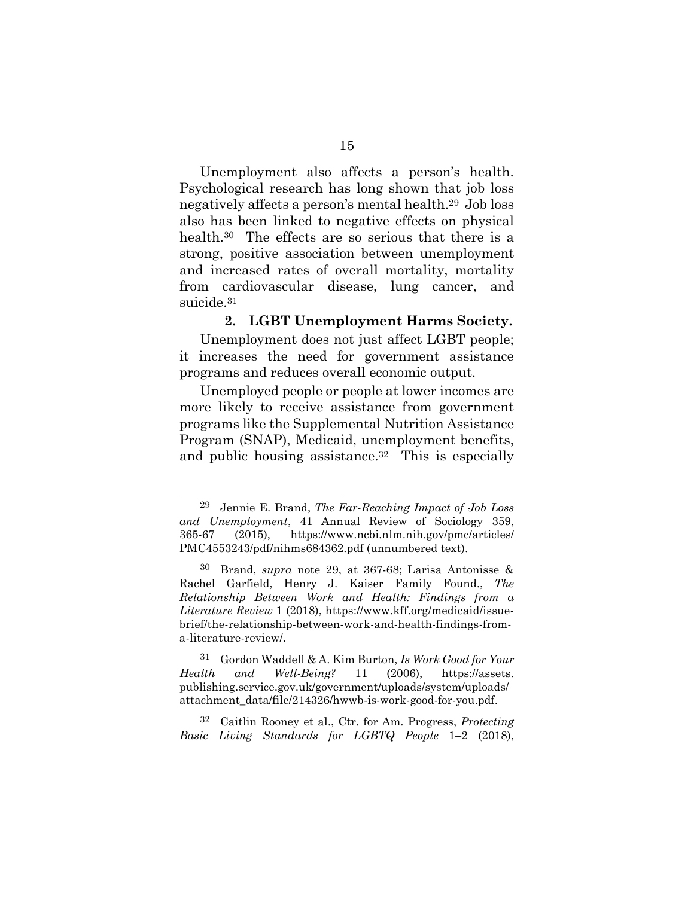Unemployment also affects a person's health. Psychological research has long shown that job loss negatively affects a person's mental health.[29] Job loss also has been linked to negative effects on physical health.[30] The effects are so serious that there is a strong, positive association between unemployment and increased rates of overall mortality, mortality from cardiovascular disease, lung cancer, and suicide.[31]

### 2. LGBT Unemployment Harms Society.

Unemployment does not just affect LGBT people; it increases the need for government assistance programs and reduces overall economic output.

Unemployed people or people at lower incomes are more likely to receive assistance from government programs like the Supplemental Nutrition Assistance Program (SNAP), Medicaid, unemployment benefits, and public housing assistance.[32] This is especially

---

[29] Jennie E. Brand, *The Far-Reaching Impact of Job Loss and Unemployment*, 41 Annual Review of Sociology 359, 365-67 (2015), https://www.ncbi.nlm.nih.gov/pmc/articles/PMC4553243/pdf/nihms684362.pdf (unnumbered text).

[30] Brand, *supra* note 29, at 367-68; Larisa Antonisse & Rachel Garfield, Henry J. Kaiser Family Found., *The Relationship Between Work and Health: Findings from a Literature Review* 1 (2018), https://www.kff.org/medicaid/issue-brief/the-relationship-between-work-and-health-findings-from-a-literature-review/.

[31] Gordon Waddell & A. Kim Burton, *Is Work Good for Your Health and Well-Being?* 11 (2006), https://assets.publishing.service.gov.uk/government/uploads/system/uploads/attachment_data/file/214326/hwwb-is-work-good-for-you.pdf.

[32] Caitlin Rooney et al., Ctr. for Am. Progress, *Protecting Basic Living Standards for LGBTQ People* 1–2 (2018),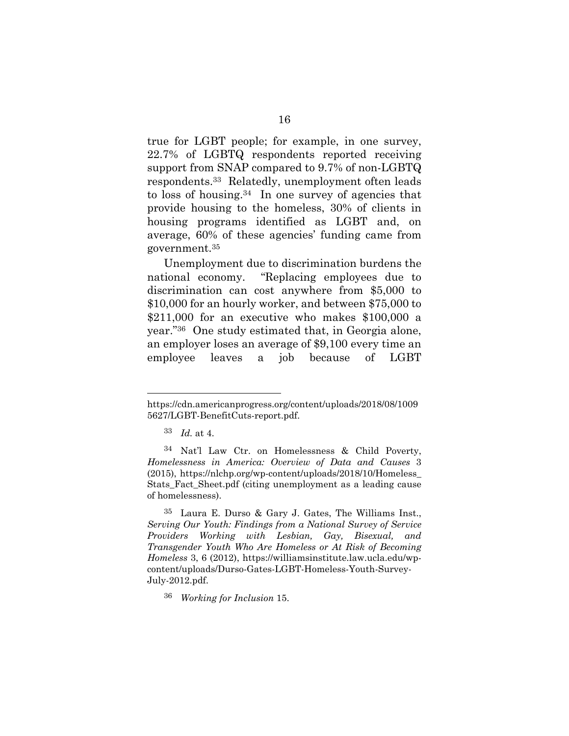true for LGBT people; for example, in one survey, 22.7% of LGBTQ respondents reported receiving support from SNAP compared to 9.7% of non-LGBTQ respondents.[33] Relatedly, unemployment often leads to loss of housing.[34] In one survey of agencies that provide housing to the homeless, 30% of clients in housing programs identified as LGBT and, on average, 60% of these agencies' funding came from government.[35]

Unemployment due to discrimination burdens the national economy. "Replacing employees due to discrimination can cost anywhere from $5,000 to $10,000 for an hourly worker, and between $75,000 to $211,000 for an executive who makes $100,000 a year."[36] One study estimated that, in Georgia alone, an employer loses an average of $9,100 every time an employee leaves a job because of LGBT

---

https://cdn.americanprogress.org/content/uploads/2018/08/10095627/LGBT-BenefitCuts-report.pdf.

[33] *Id.* at 4.

[34] Nat'l Law Ctr. on Homelessness & Child Poverty, *Homelessness in America: Overview of Data and Causes* 3 (2015), https://nlchp.org/wp-content/uploads/2018/10/Homeless_Stats_Fact_Sheet.pdf (citing unemployment as a leading cause of homelessness).

[35] Laura E. Durso & Gary J. Gates, The Williams Inst., *Serving Our Youth: Findings from a National Survey of Service Providers Working with Lesbian, Gay, Bisexual, and Transgender Youth Who Are Homeless or At Risk of Becoming Homeless* 3, 6 (2012), https://williamsinstitute.law.ucla.edu/wp-content/uploads/Durso-Gates-LGBT-Homeless-Youth-Survey-July-2012.pdf.

[36] *Working for Inclusion* 15.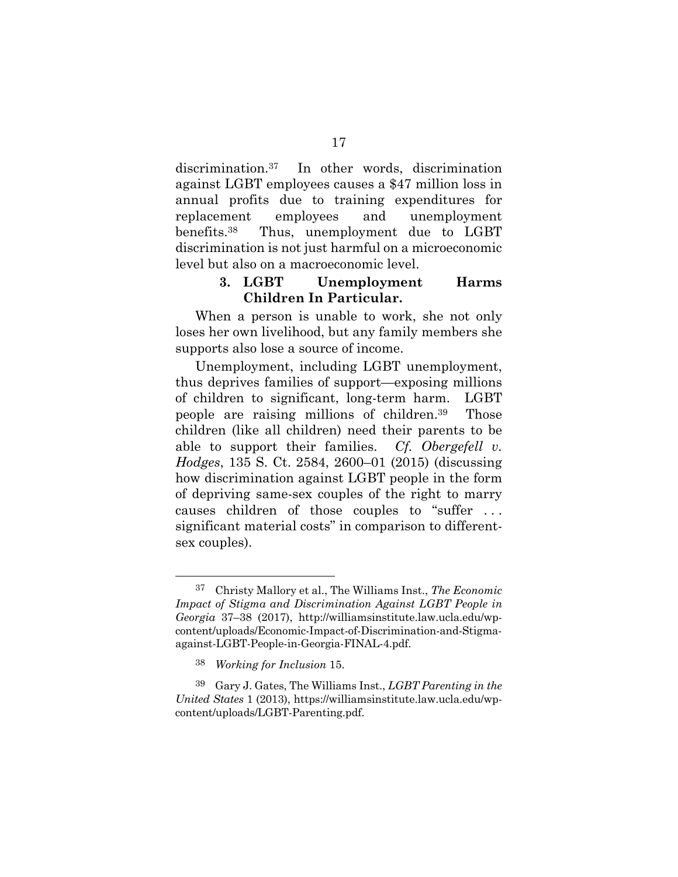discrimination.[37] In other words, discrimination against LGBT employees causes a $47 million loss in annual profits due to training expenditures for replacement employees and unemployment benefits.[38] Thus, unemployment due to LGBT discrimination is not just harmful on a microeconomic level but also on a macroeconomic level.

### 3. LGBT Unemployment Harms Children In Particular.

When a person is unable to work, she not only loses her own livelihood, but any family members she supports also lose a source of income.

Unemployment, including LGBT unemployment, thus deprives families of support—exposing millions of children to significant, long-term harm. LGBT people are raising millions of children.[39] Those children (like all children) need their parents to be able to support their families. *Cf. Obergefell v. Hodges*, 135 S. Ct. 2584, 2600–01 (2015) (discussing how discrimination against LGBT people in the form of depriving same-sex couples of the right to marry causes children of those couples to "suffer . . . significant material costs" in comparison to different-sex couples).

---

[37] Christy Mallory et al., The Williams Inst., *The Economic Impact of Stigma and Discrimination Against LGBT People in Georgia* 37–38 (2017), http://williamsinstitute.law.ucla.edu/wp-content/uploads/Economic-Impact-of-Discrimination-and-Stigma-against-LGBT-People-in-Georgia-FINAL-4.pdf.

[38] *Working for Inclusion* 15.

[39] Gary J. Gates, The Williams Inst., *LGBT Parenting in the United States* 1 (2013), https://williamsinstitute.law.ucla.edu/wp-content/uploads/LGBT-Parenting.pdf.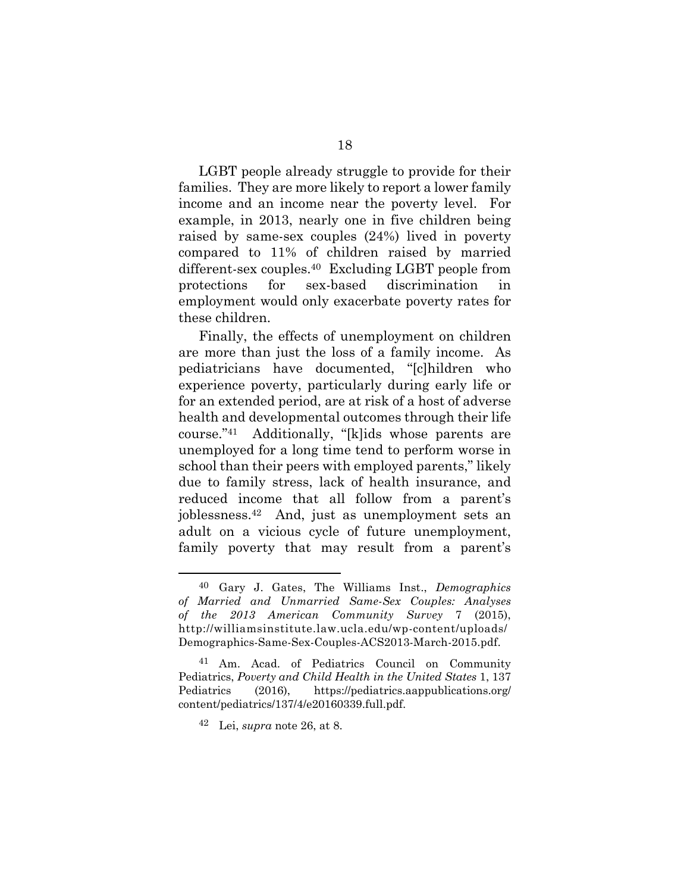LGBT people already struggle to provide for their families. They are more likely to report a lower family income and an income near the poverty level. For example, in 2013, nearly one in five children being raised by same-sex couples (24%) lived in poverty compared to 11% of children raised by married different-sex couples.[40] Excluding LGBT people from protections for sex-based discrimination in employment would only exacerbate poverty rates for these children.

Finally, the effects of unemployment on children are more than just the loss of a family income. As pediatricians have documented, "[c]hildren who experience poverty, particularly during early life or for an extended period, are at risk of a host of adverse health and developmental outcomes through their life course."[41] Additionally, "[k]ids whose parents are unemployed for a long time tend to perform worse in school than their peers with employed parents," likely due to family stress, lack of health insurance, and reduced income that all follow from a parent's joblessness.[42] And, just as unemployment sets an adult on a vicious cycle of future unemployment, family poverty that may result from a parent's

---

[40] Gary J. Gates, The Williams Inst., *Demographics of Married and Unmarried Same-Sex Couples: Analyses of the 2013 American Community Survey* 7 (2015), http://williamsinstitute.law.ucla.edu/wp-content/uploads/Demographics-Same-Sex-Couples-ACS2013-March-2015.pdf.

[41] Am. Acad. of Pediatrics Council on Community Pediatrics, *Poverty and Child Health in the United States* 1, 137 Pediatrics (2016), https://pediatrics.aappublications.org/content/pediatrics/137/4/e20160339.full.pdf.

[42] Lei, *supra* note 26, at 8.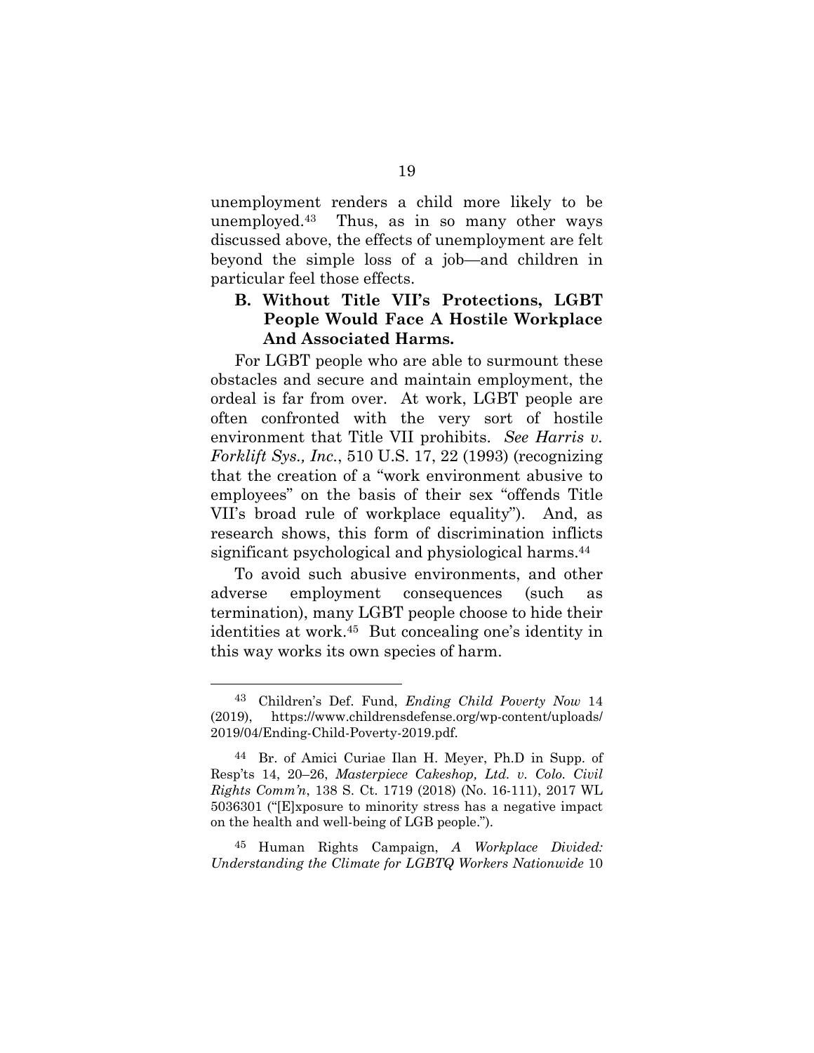unemployment renders a child more likely to be unemployed.[43] Thus, as in so many other ways discussed above, the effects of unemployment are felt beyond the simple loss of a job—and children in particular feel those effects.

### B. Without Title VII's Protections, LGBT People Would Face A Hostile Workplace And Associated Harms.

For LGBT people who are able to surmount these obstacles and secure and maintain employment, the ordeal is far from over. At work, LGBT people are often confronted with the very sort of hostile environment that Title VII prohibits. *See Harris v. Forklift Sys., Inc.*, 510 U.S. 17, 22 (1993) (recognizing that the creation of a "work environment abusive to employees" on the basis of their sex "offends Title VII's broad rule of workplace equality"). And, as research shows, this form of discrimination inflicts significant psychological and physiological harms.[44]

To avoid such abusive environments, and other adverse employment consequences (such as termination), many LGBT people choose to hide their identities at work.[45] But concealing one's identity in this way works its own species of harm.

---

[43] Children's Def. Fund, *Ending Child Poverty Now* 14 (2019), https://www.childrensdefense.org/wp-content/uploads/2019/04/Ending-Child-Poverty-2019.pdf.

[44] Br. of Amici Curiae Ilan H. Meyer, Ph.D in Supp. of Resp'ts 14, 20–26, *Masterpiece Cakeshop, Ltd. v. Colo. Civil Rights Comm'n*, 138 S. Ct. 1719 (2018) (No. 16-111), 2017 WL 5036301 ("[E]xposure to minority stress has a negative impact on the health and well-being of LGB people.").

[45] Human Rights Campaign, *A Workplace Divided: Understanding the Climate for LGBTQ Workers Nationwide* 10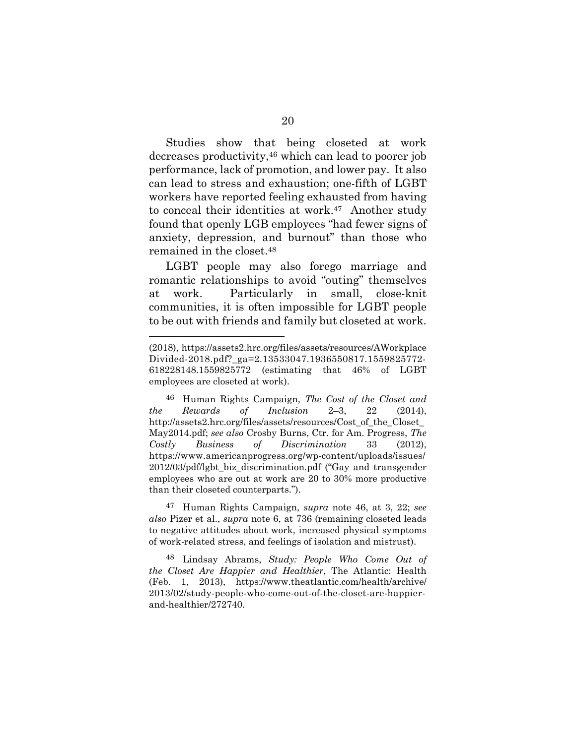Studies show that being closeted at work decreases productivity,[46] which can lead to poorer job performance, lack of promotion, and lower pay. It also can lead to stress and exhaustion; one-fifth of LGBT workers have reported feeling exhausted from having to conceal their identities at work.[47] Another study found that openly LGB employees "had fewer signs of anxiety, depression, and burnout" than those who remained in the closet.[48]

LGBT people may also forego marriage and romantic relationships to avoid "outing" themselves at work. Particularly in small, close-knit communities, it is often impossible for LGBT people to be out with friends and family but closeted at work.

---

(2018), https://assets2.hrc.org/files/assets/resources/AWorkplaceDivided-2018.pdf?_ga=2.13533047.1936550817.1559825772-618228148.1559825772 (estimating that 46% of LGBT employees are closeted at work).

[46] Human Rights Campaign, *The Cost of the Closet and the Rewards of Inclusion* 2–3, 22 (2014), http://assets2.hrc.org/files/assets/resources/Cost_of_the_Closet_May2014.pdf; *see also* Crosby Burns, Ctr. for Am. Progress, *The Costly Business of Discrimination* 33 (2012), https://www.americanprogress.org/wp-content/uploads/issues/2012/03/pdf/lgbt_biz_discrimination.pdf ("Gay and transgender employees who are out at work are 20 to 30% more productive than their closeted counterparts.").

[47] Human Rights Campaign, *supra* note 46, at 3, 22; *see also* Pizer et al., *supra* note 6, at 736 (remaining closeted leads to negative attitudes about work, increased physical symptoms of work-related stress, and feelings of isolation and mistrust).

[48] Lindsay Abrams, *Study: People Who Come Out of the Closet Are Happier and Healthier*, The Atlantic: Health (Feb. 1, 2013), https://www.theatlantic.com/health/archive/2013/02/study-people-who-come-out-of-the-closet-are-happier-and-healthier/272740.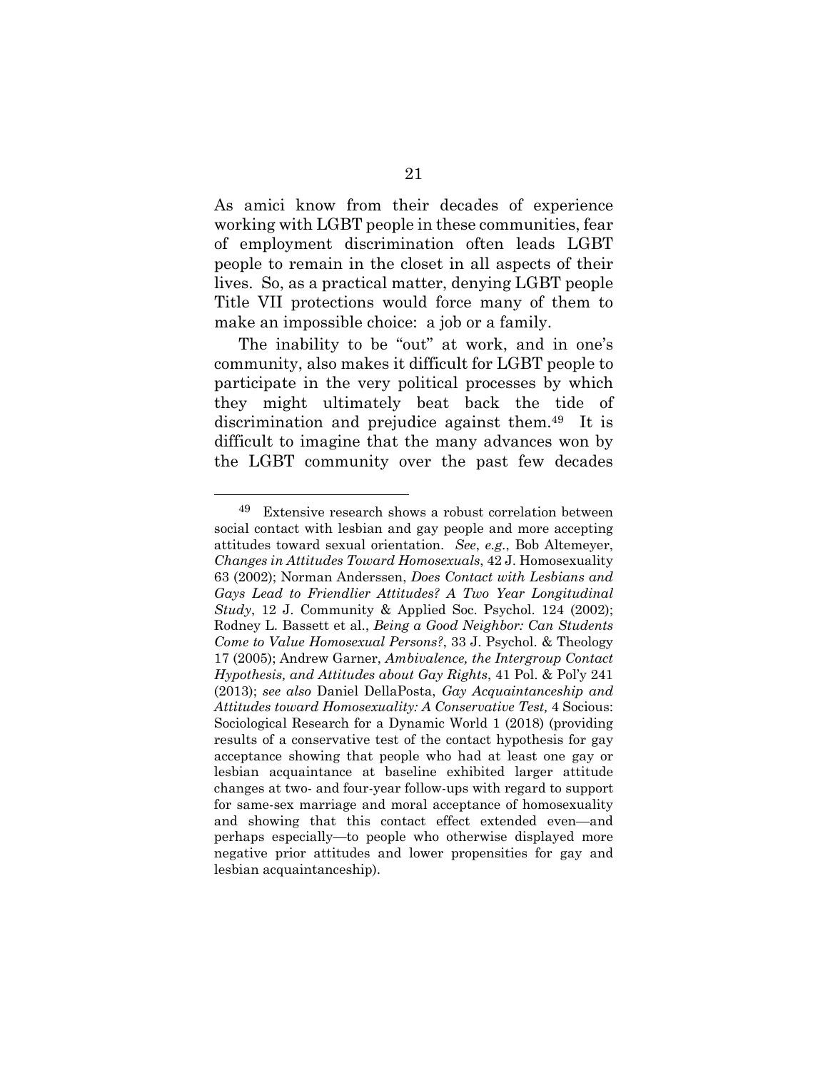As amici know from their decades of experience working with LGBT people in these communities, fear of employment discrimination often leads LGBT people to remain in the closet in all aspects of their lives. So, as a practical matter, denying LGBT people Title VII protections would force many of them to make an impossible choice: a job or a family.

The inability to be "out" at work, and in one's community, also makes it difficult for LGBT people to participate in the very political processes by which they might ultimately beat back the tide of discrimination and prejudice against them.[49] It is difficult to imagine that the many advances won by the LGBT community over the past few decades

---

[49] Extensive research shows a robust correlation between social contact with lesbian and gay people and more accepting attitudes toward sexual orientation. *See*, *e.g.*, Bob Altemeyer, *Changes in Attitudes Toward Homosexuals*, 42 J. Homosexuality 63 (2002); Norman Anderssen, *Does Contact with Lesbians and Gays Lead to Friendlier Attitudes? A Two Year Longitudinal Study*, 12 J. Community & Applied Soc. Psychol. 124 (2002); Rodney L. Bassett et al., *Being a Good Neighbor: Can Students Come to Value Homosexual Persons?*, 33 J. Psychol. & Theology 17 (2005); Andrew Garner, *Ambivalence, the Intergroup Contact Hypothesis, and Attitudes about Gay Rights*, 41 Pol. & Pol'y 241 (2013); *see also* Daniel DellaPosta, *Gay Acquaintanceship and Attitudes toward Homosexuality: A Conservative Test,* 4 Socious: Sociological Research for a Dynamic World 1 (2018) (providing results of a conservative test of the contact hypothesis for gay acceptance showing that people who had at least one gay or lesbian acquaintance at baseline exhibited larger attitude changes at two- and four-year follow-ups with regard to support for same-sex marriage and moral acceptance of homosexuality and showing that this contact effect extended even—and perhaps especially—to people who otherwise displayed more negative prior attitudes and lower propensities for gay and lesbian acquaintanceship).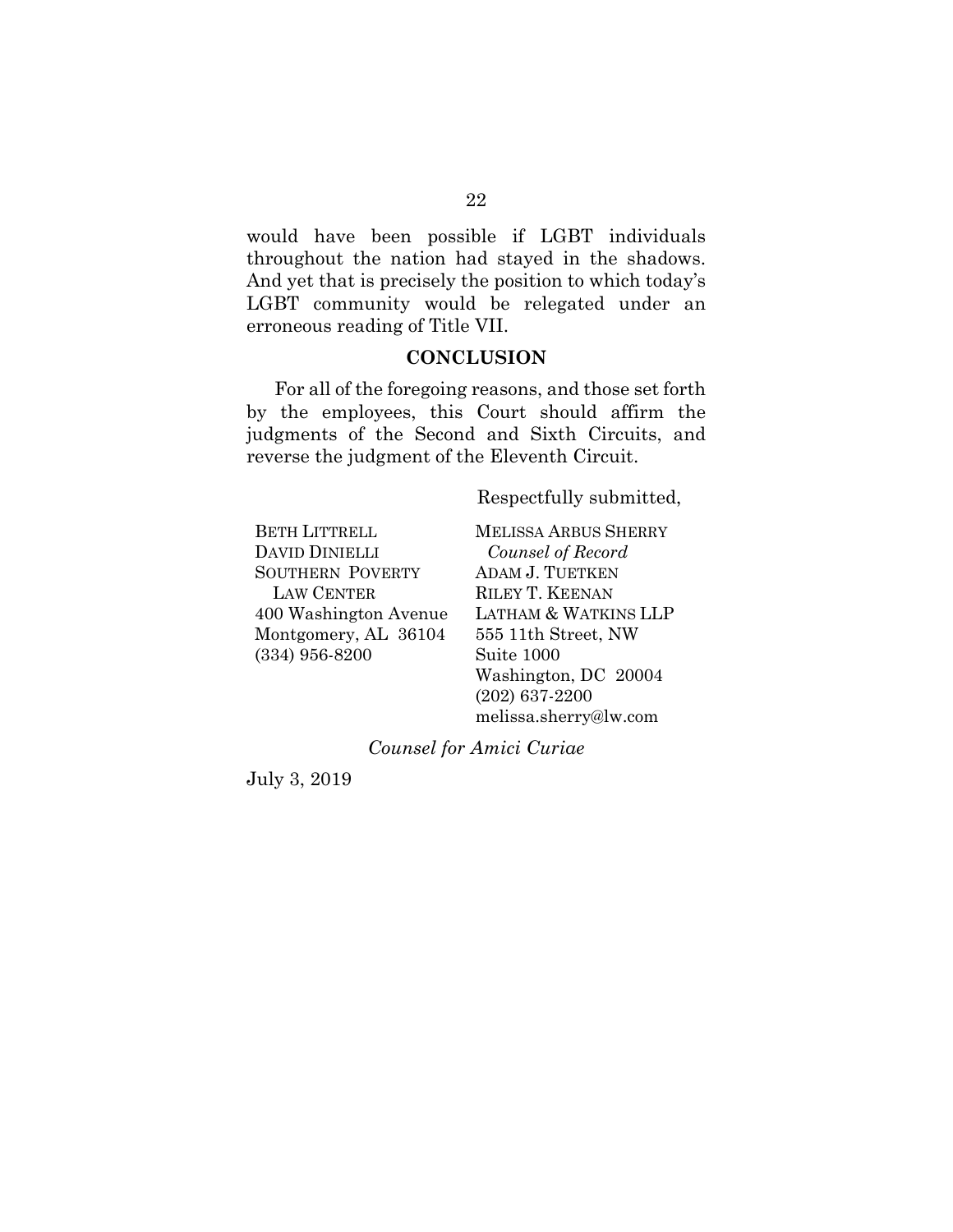would have been possible if LGBT individuals throughout the nation had stayed in the shadows. And yet that is precisely the position to which today's LGBT community would be relegated under an erroneous reading of Title VII.

## CONCLUSION

For all of the foregoing reasons, and those set forth by the employees, this Court should affirm the judgments of the Second and Sixth Circuits, and reverse the judgment of the Eleventh Circuit.

Respectfully submitted,

BETH LITTRELL
DAVID DINIELLI
SOUTHERN POVERTY LAW CENTER
400 Washington Avenue
Montgomery, AL 36104
(334) 956-8200

MELISSA ARBUS SHERRY
*Counsel of Record*
ADAM J. TUETKEN
RILEY T. KEENAN
LATHAM & WATKINS LLP
555 11th Street, NW
Suite 1000
Washington, DC 20004
(202) 637-2200
melissa.sherry@lw.com

*Counsel for Amici Curiae*

July 3, 2019